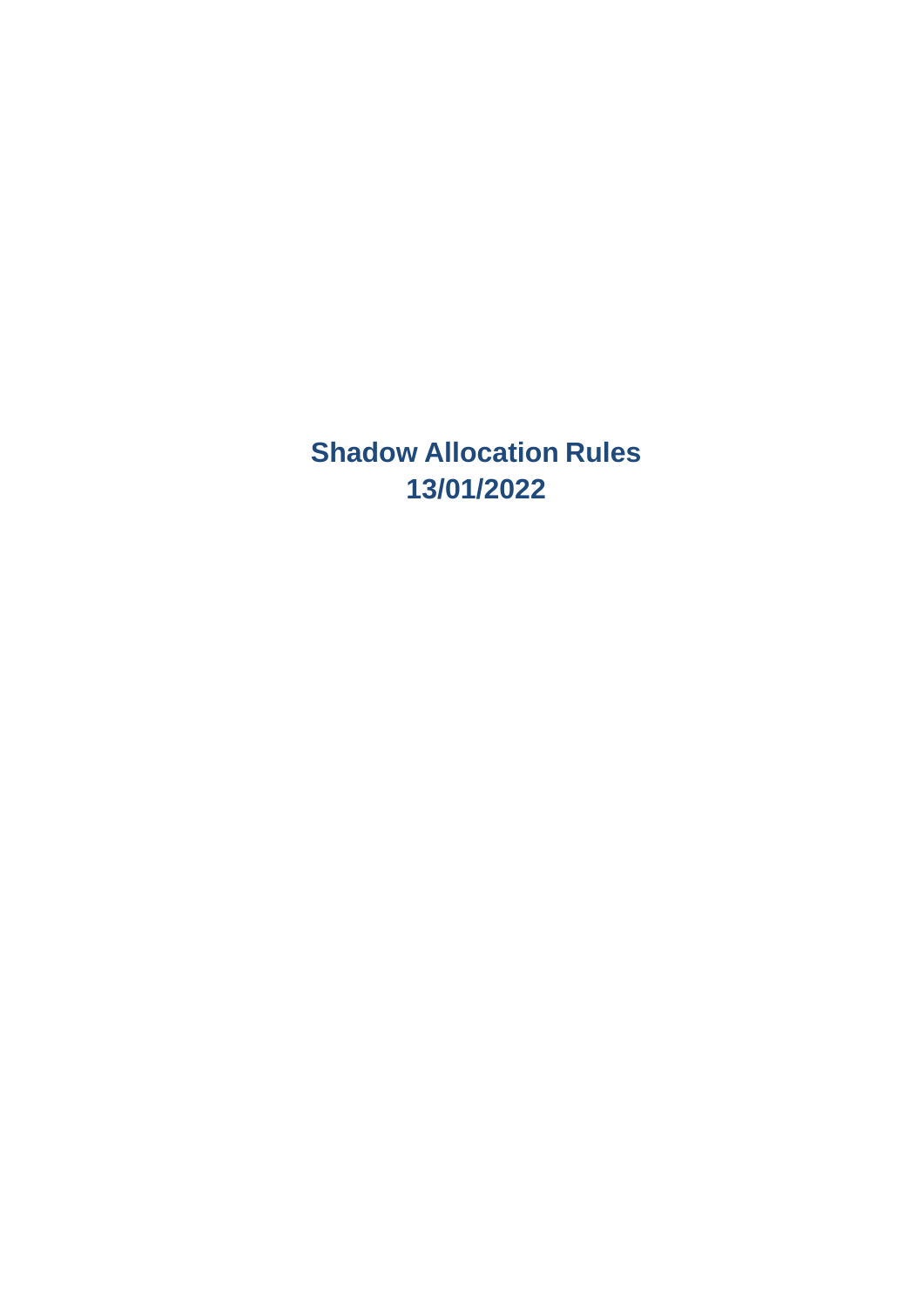# Shadow Allocation Rules
# 13/01/2022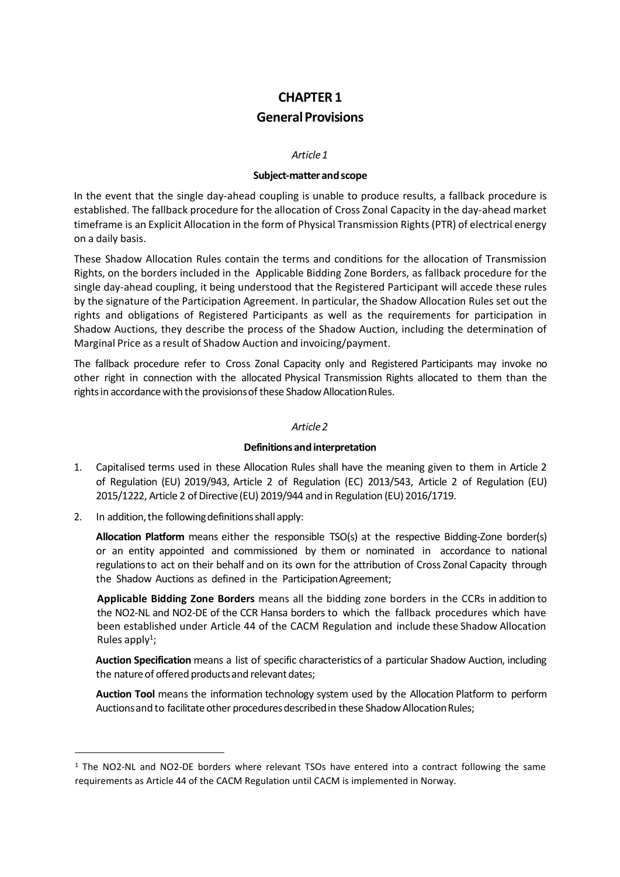# CHAPTER 1
# General Provisions

*Article 1*

**Subject-matter and scope**

In the event that the single day-ahead coupling is unable to produce results, a fallback procedure is established. The fallback procedure for the allocation of Cross Zonal Capacity in the day-ahead market timeframe is an Explicit Allocation in the form of Physical Transmission Rights (PTR) of electrical energy on a daily basis.

These Shadow Allocation Rules contain the terms and conditions for the allocation of Transmission Rights, on the borders included in the Applicable Bidding Zone Borders, as fallback procedure for the single day-ahead coupling, it being understood that the Registered Participant will accede these rules by the signature of the Participation Agreement. In particular, the Shadow Allocation Rules set out the rights and obligations of Registered Participants as well as the requirements for participation in Shadow Auctions, they describe the process of the Shadow Auction, including the determination of Marginal Price as a result of Shadow Auction and invoicing/payment.

The fallback procedure refer to Cross Zonal Capacity only and Registered Participants may invoke no other right in connection with the allocated Physical Transmission Rights allocated to them than the rights in accordance with the provisions of these Shadow Allocation Rules.

*Article 2*

**Definitions and interpretation**

1. Capitalised terms used in these Allocation Rules shall have the meaning given to them in Article 2 of Regulation (EU) 2019/943, Article 2 of Regulation (EC) 2013/543, Article 2 of Regulation (EU) 2015/1222, Article 2 of Directive (EU) 2019/944 and in Regulation (EU) 2016/1719.
2. In addition, the following definitions shall apply:

   **Allocation Platform** means either the responsible TSO(s) at the respective Bidding-Zone border(s) or an entity appointed and commissioned by them or nominated in accordance to national regulations to act on their behalf and on its own for the attribution of Cross Zonal Capacity through the Shadow Auctions as defined in the Participation Agreement;

   **Applicable Bidding Zone Borders** means all the bidding zone borders in the CCRs in addition to the NO2-NL and NO2-DE of the CCR Hansa borders to which the fallback procedures which have been established under Article 44 of the CACM Regulation and include these Shadow Allocation Rules apply[1];

   **Auction Specification** means a list of specific characteristics of a particular Shadow Auction, including the nature of offered products and relevant dates;

   **Auction Tool** means the information technology system used by the Allocation Platform to perform Auctions and to facilitate other procedures described in these Shadow Allocation Rules;

[1] The NO2-NL and NO2-DE borders where relevant TSOs have entered into a contract following the same requirements as Article 44 of the CACM Regulation until CACM is implemented in Norway.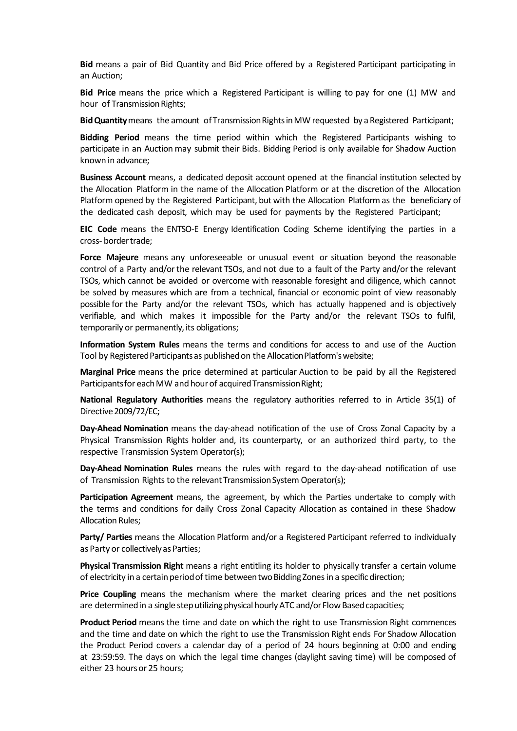**Bid** means a pair of Bid Quantity and Bid Price offered by a Registered Participant participating in an Auction;

**Bid Price** means the price which a Registered Participant is willing to pay for one (1) MW and hour of Transmission Rights;

**Bid Quantity** means the amount of Transmission Rights in MW requested by a Registered Participant;

**Bidding Period** means the time period within which the Registered Participants wishing to participate in an Auction may submit their Bids. Bidding Period is only available for Shadow Auction known in advance;

**Business Account** means, a dedicated deposit account opened at the financial institution selected by the Allocation Platform in the name of the Allocation Platform or at the discretion of the Allocation Platform opened by the Registered Participant, but with the Allocation Platform as the beneficiary of the dedicated cash deposit, which may be used for payments by the Registered Participant;

**EIC Code** means the ENTSO-E Energy Identification Coding Scheme identifying the parties in a cross- border trade;

**Force Majeure** means any unforeseeable or unusual event or situation beyond the reasonable control of a Party and/or the relevant TSOs, and not due to a fault of the Party and/or the relevant TSOs, which cannot be avoided or overcome with reasonable foresight and diligence, which cannot be solved by measures which are from a technical, financial or economic point of view reasonably possible for the Party and/or the relevant TSOs, which has actually happened and is objectively verifiable, and which makes it impossible for the Party and/or the relevant TSOs to fulfil, temporarily or permanently, its obligations;

**Information System Rules** means the terms and conditions for access to and use of the Auction Tool by Registered Participants as published on the Allocation Platform's website;

**Marginal Price** means the price determined at particular Auction to be paid by all the Registered Participants for each MW and hour of acquired Transmission Right;

**National Regulatory Authorities** means the regulatory authorities referred to in Article 35(1) of Directive 2009/72/EC;

**Day-Ahead Nomination** means the day-ahead notification of the use of Cross Zonal Capacity by a Physical Transmission Rights holder and, its counterparty, or an authorized third party, to the respective Transmission System Operator(s);

**Day-Ahead Nomination Rules** means the rules with regard to the day-ahead notification of use of Transmission Rights to the relevant Transmission System Operator(s);

**Participation Agreement** means, the agreement, by which the Parties undertake to comply with the terms and conditions for daily Cross Zonal Capacity Allocation as contained in these Shadow Allocation Rules;

**Party/ Parties** means the Allocation Platform and/or a Registered Participant referred to individually as Party or collectively as Parties;

**Physical Transmission Right** means a right entitling its holder to physically transfer a certain volume of electricity in a certain period of time between two Bidding Zones in a specific direction;

**Price Coupling** means the mechanism where the market clearing prices and the net positions are determined in a single step utilizing physical hourly ATC and/or Flow Based capacities;

**Product Period** means the time and date on which the right to use Transmission Right commences and the time and date on which the right to use the Transmission Right ends For Shadow Allocation the Product Period covers a calendar day of a period of 24 hours beginning at 0:00 and ending at 23:59:59. The days on which the legal time changes (daylight saving time) will be composed of either 23 hours or 25 hours;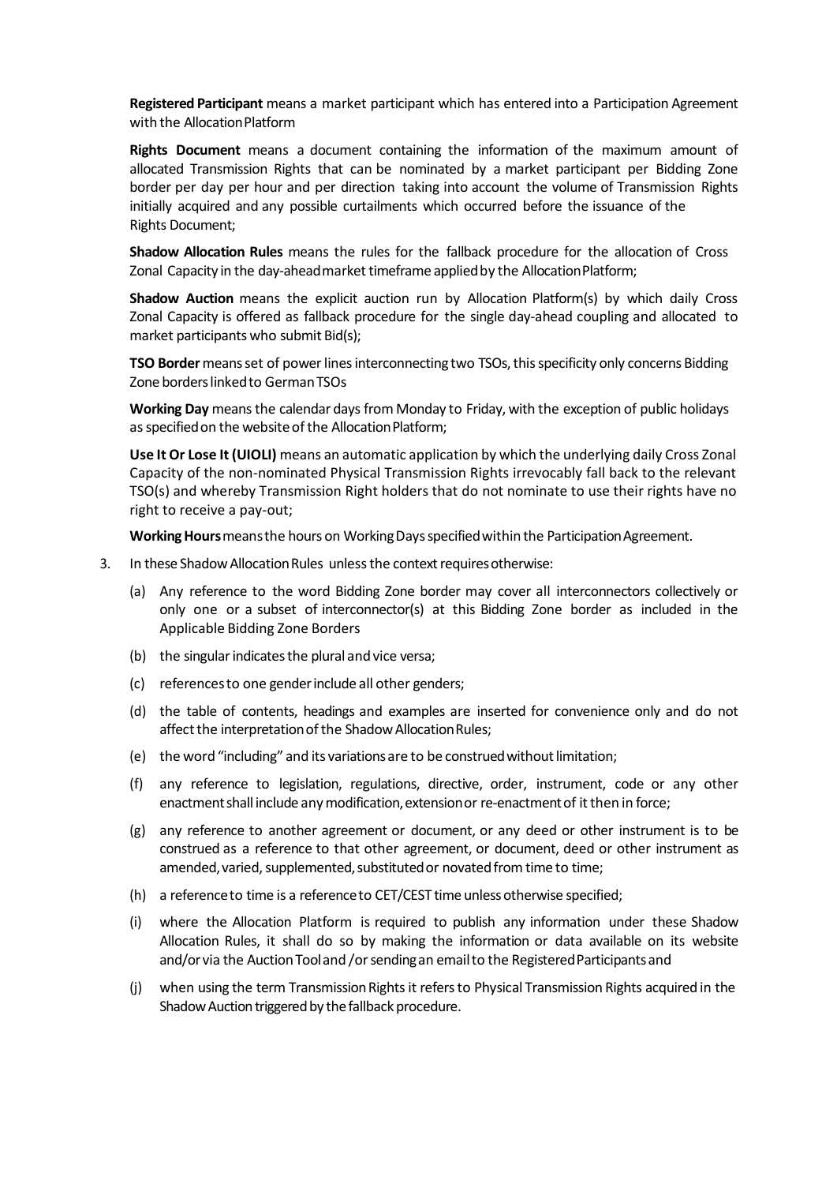**Registered Participant** means a market participant which has entered into a Participation Agreement with the Allocation Platform

**Rights Document** means a document containing the information of the maximum amount of allocated Transmission Rights that can be nominated by a market participant per Bidding Zone border per day per hour and per direction taking into account the volume of Transmission Rights initially acquired and any possible curtailments which occurred before the issuance of the Rights Document;

**Shadow Allocation Rules** means the rules for the fallback procedure for the allocation of Cross Zonal Capacity in the day-ahead market timeframe applied by the Allocation Platform;

**Shadow Auction** means the explicit auction run by Allocation Platform(s) by which daily Cross Zonal Capacity is offered as fallback procedure for the single day-ahead coupling and allocated to market participants who submit Bid(s);

**TSO Border** means set of power lines interconnecting two TSOs, this specificity only concerns Bidding Zone borders linked to German TSOs

**Working Day** means the calendar days from Monday to Friday, with the exception of public holidays as specified on the website of the Allocation Platform;

**Use It Or Lose It (UIOLI)** means an automatic application by which the underlying daily Cross Zonal Capacity of the non-nominated Physical Transmission Rights irrevocably fall back to the relevant TSO(s) and whereby Transmission Right holders that do not nominate to use their rights have no right to receive a pay-out;

**Working Hours** means the hours on Working Days specified within the Participation Agreement.

3. In these Shadow Allocation Rules unless the context requires otherwise:
   (a) Any reference to the word Bidding Zone border may cover all interconnectors collectively or only one or a subset of interconnector(s) at this Bidding Zone border as included in the Applicable Bidding Zone Borders
   (b) the singular indicates the plural and vice versa;
   (c) references to one gender include all other genders;
   (d) the table of contents, headings and examples are inserted for convenience only and do not affect the interpretation of the Shadow Allocation Rules;
   (e) the word "including" and its variations are to be construed without limitation;
   (f) any reference to legislation, regulations, directive, order, instrument, code or any other enactment shall include any modification, extension or re-enactment of it then in force;
   (g) any reference to another agreement or document, or any deed or other instrument is to be construed as a reference to that other agreement, or document, deed or other instrument as amended, varied, supplemented, substituted or novated from time to time;
   (h) a reference to time is a reference to CET/CEST time unless otherwise specified;
   (i) where the Allocation Platform is required to publish any information under these Shadow Allocation Rules, it shall do so by making the information or data available on its website and/or via the Auction Tool and /or sending an email to the Registered Participants and
   (j) when using the term Transmission Rights it refers to Physical Transmission Rights acquired in the Shadow Auction triggered by the fallback procedure.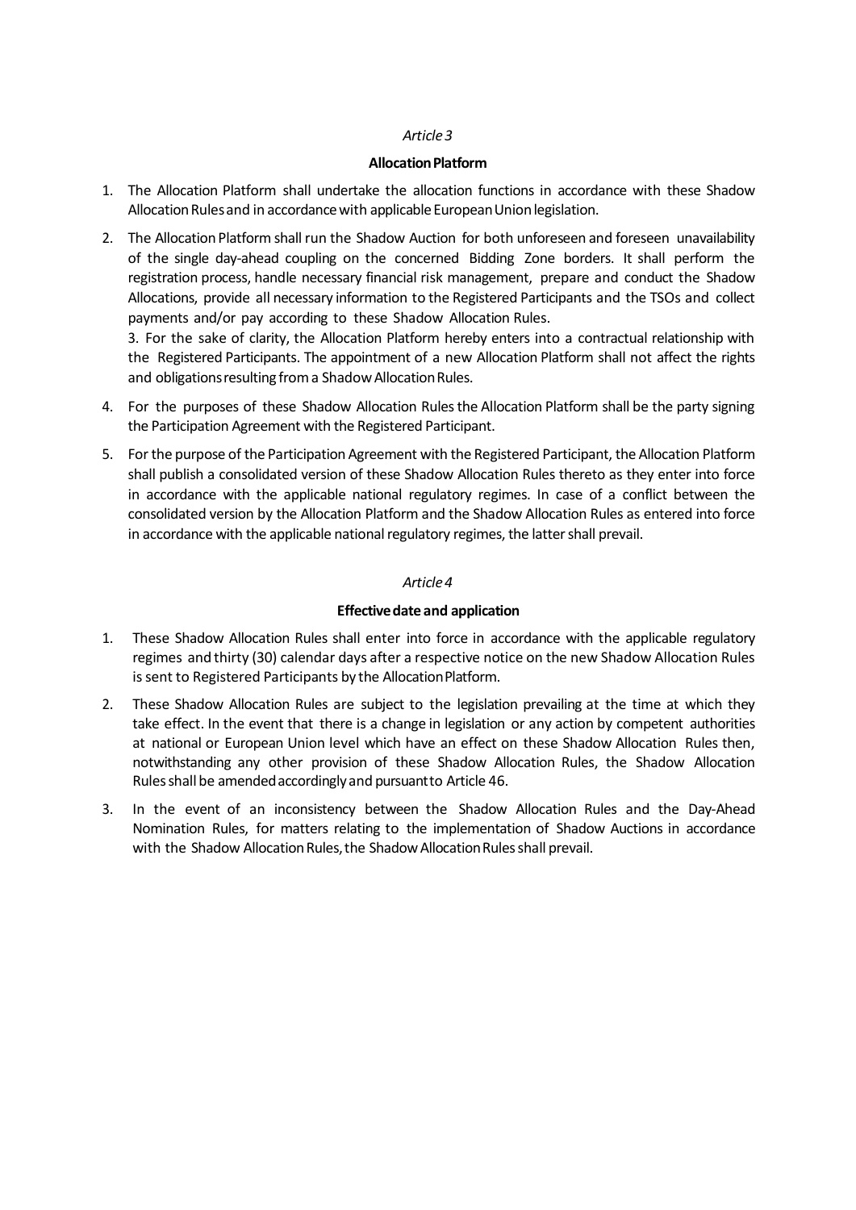*Article 3*

**Allocation Platform**

1. The Allocation Platform shall undertake the allocation functions in accordance with these Shadow Allocation Rules and in accordance with applicable European Union legislation.
2. The Allocation Platform shall run the Shadow Auction for both unforeseen and foreseen unavailability of the single day-ahead coupling on the concerned Bidding Zone borders. It shall perform the registration process, handle necessary financial risk management, prepare and conduct the Shadow Allocations, provide all necessary information to the Registered Participants and the TSOs and collect payments and/or pay according to these Shadow Allocation Rules.
   3. For the sake of clarity, the Allocation Platform hereby enters into a contractual relationship with the Registered Participants. The appointment of a new Allocation Platform shall not affect the rights and obligations resulting from a Shadow Allocation Rules.
4. For the purposes of these Shadow Allocation Rules the Allocation Platform shall be the party signing the Participation Agreement with the Registered Participant.
5. For the purpose of the Participation Agreement with the Registered Participant, the Allocation Platform shall publish a consolidated version of these Shadow Allocation Rules thereto as they enter into force in accordance with the applicable national regulatory regimes. In case of a conflict between the consolidated version by the Allocation Platform and the Shadow Allocation Rules as entered into force in accordance with the applicable national regulatory regimes, the latter shall prevail.

*Article 4*

**Effective date and application**

1. These Shadow Allocation Rules shall enter into force in accordance with the applicable regulatory regimes and thirty (30) calendar days after a respective notice on the new Shadow Allocation Rules is sent to Registered Participants by the Allocation Platform.
2. These Shadow Allocation Rules are subject to the legislation prevailing at the time at which they take effect. In the event that there is a change in legislation or any action by competent authorities at national or European Union level which have an effect on these Shadow Allocation Rules then, notwithstanding any other provision of these Shadow Allocation Rules, the Shadow Allocation Rules shall be amended accordingly and pursuant to Article 46.
3. In the event of an inconsistency between the Shadow Allocation Rules and the Day-Ahead Nomination Rules, for matters relating to the implementation of Shadow Auctions in accordance with the Shadow Allocation Rules, the Shadow Allocation Rules shall prevail.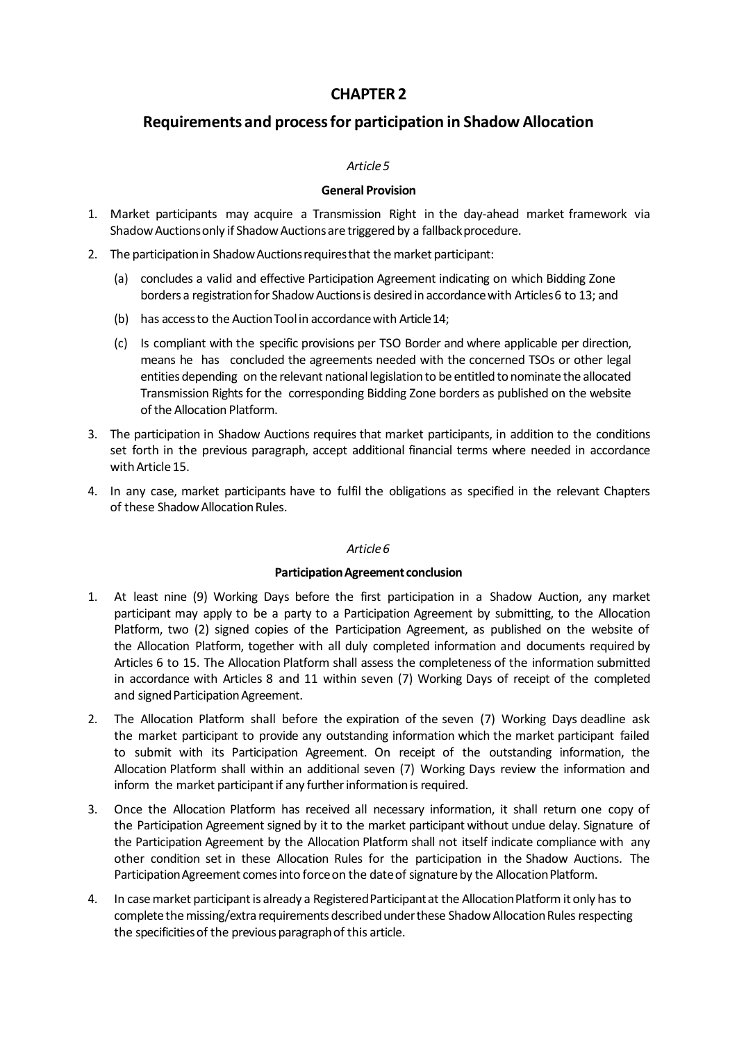# CHAPTER 2

## Requirements and process for participation in Shadow Allocation

*Article 5*

**General Provision**

1. Market participants may acquire a Transmission Right in the day-ahead market framework via Shadow Auctions only if Shadow Auctions are triggered by a fallback procedure.
2. The participation in Shadow Auctions requires that the market participant:
   (a) concludes a valid and effective Participation Agreement indicating on which Bidding Zone borders a registration for Shadow Auctions is desired in accordance with Articles 6 to 13; and
   (b) has access to the Auction Tool in accordance with Article 14;
   (c) Is compliant with the specific provisions per TSO Border and where applicable per direction, means he has concluded the agreements needed with the concerned TSOs or other legal entities depending on the relevant national legislation to be entitled to nominate the allocated Transmission Rights for the corresponding Bidding Zone borders as published on the website of the Allocation Platform.
3. The participation in Shadow Auctions requires that market participants, in addition to the conditions set forth in the previous paragraph, accept additional financial terms where needed in accordance with Article 15.
4. In any case, market participants have to fulfil the obligations as specified in the relevant Chapters of these Shadow Allocation Rules.

*Article 6*

**Participation Agreement conclusion**

1. At least nine (9) Working Days before the first participation in a Shadow Auction, any market participant may apply to be a party to a Participation Agreement by submitting, to the Allocation Platform, two (2) signed copies of the Participation Agreement, as published on the website of the Allocation Platform, together with all duly completed information and documents required by Articles 6 to 15. The Allocation Platform shall assess the completeness of the information submitted in accordance with Articles 8 and 11 within seven (7) Working Days of receipt of the completed and signed Participation Agreement.
2. The Allocation Platform shall before the expiration of the seven (7) Working Days deadline ask the market participant to provide any outstanding information which the market participant failed to submit with its Participation Agreement. On receipt of the outstanding information, the Allocation Platform shall within an additional seven (7) Working Days review the information and inform the market participant if any further information is required.
3. Once the Allocation Platform has received all necessary information, it shall return one copy of the Participation Agreement signed by it to the market participant without undue delay. Signature of the Participation Agreement by the Allocation Platform shall not itself indicate compliance with any other condition set in these Allocation Rules for the participation in the Shadow Auctions. The Participation Agreement comes into force on the date of signature by the Allocation Platform.
4. In case market participant is already a Registered Participant at the Allocation Platform it only has to complete the missing/extra requirements described under these Shadow Allocation Rules respecting the specificities of the previous paragraph of this article.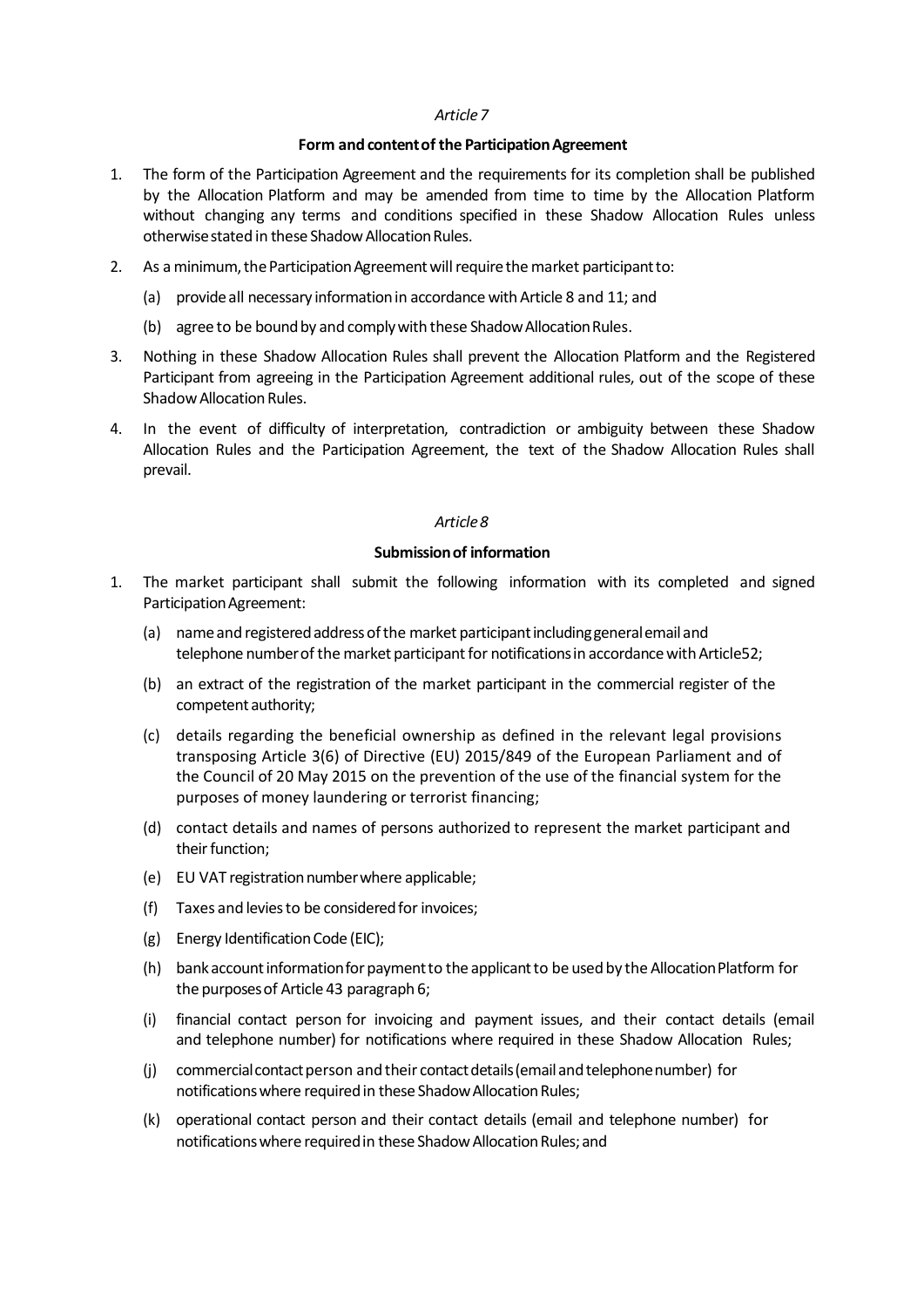*Article 7*

**Form and content of the Participation Agreement**

1. The form of the Participation Agreement and the requirements for its completion shall be published by the Allocation Platform and may be amended from time to time by the Allocation Platform without changing any terms and conditions specified in these Shadow Allocation Rules unless otherwise stated in these Shadow Allocation Rules.

2. As a minimum, the Participation Agreement will require the market participant to:

   (a) provide all necessary information in accordance with Article 8 and 11; and

   (b) agree to be bound by and comply with these Shadow Allocation Rules.

3. Nothing in these Shadow Allocation Rules shall prevent the Allocation Platform and the Registered Participant from agreeing in the Participation Agreement additional rules, out of the scope of these Shadow Allocation Rules.

4. In the event of difficulty of interpretation, contradiction or ambiguity between these Shadow Allocation Rules and the Participation Agreement, the text of the Shadow Allocation Rules shall prevail.

*Article 8*

**Submission of information**

1. The market participant shall submit the following information with its completed and signed Participation Agreement:

   (a) name and registered address of the market participant including general email and telephone number of the market participant for notifications in accordance with Article52;

   (b) an extract of the registration of the market participant in the commercial register of the competent authority;

   (c) details regarding the beneficial ownership as defined in the relevant legal provisions transposing Article 3(6) of Directive (EU) 2015/849 of the European Parliament and of the Council of 20 May 2015 on the prevention of the use of the financial system for the purposes of money laundering or terrorist financing;

   (d) contact details and names of persons authorized to represent the market participant and their function;

   (e) EU VAT registration number where applicable;

   (f) Taxes and levies to be considered for invoices;

   (g) Energy Identification Code (EIC);

   (h) bank account information for payment to the applicant to be used by the Allocation Platform for the purposes of Article 43 paragraph 6;

   (i) financial contact person for invoicing and payment issues, and their contact details (email and telephone number) for notifications where required in these Shadow Allocation Rules;

   (j) commercial contact person and their contact details (email and telephone number) for notifications where required in these Shadow Allocation Rules;

   (k) operational contact person and their contact details (email and telephone number) for notifications where required in these Shadow Allocation Rules; and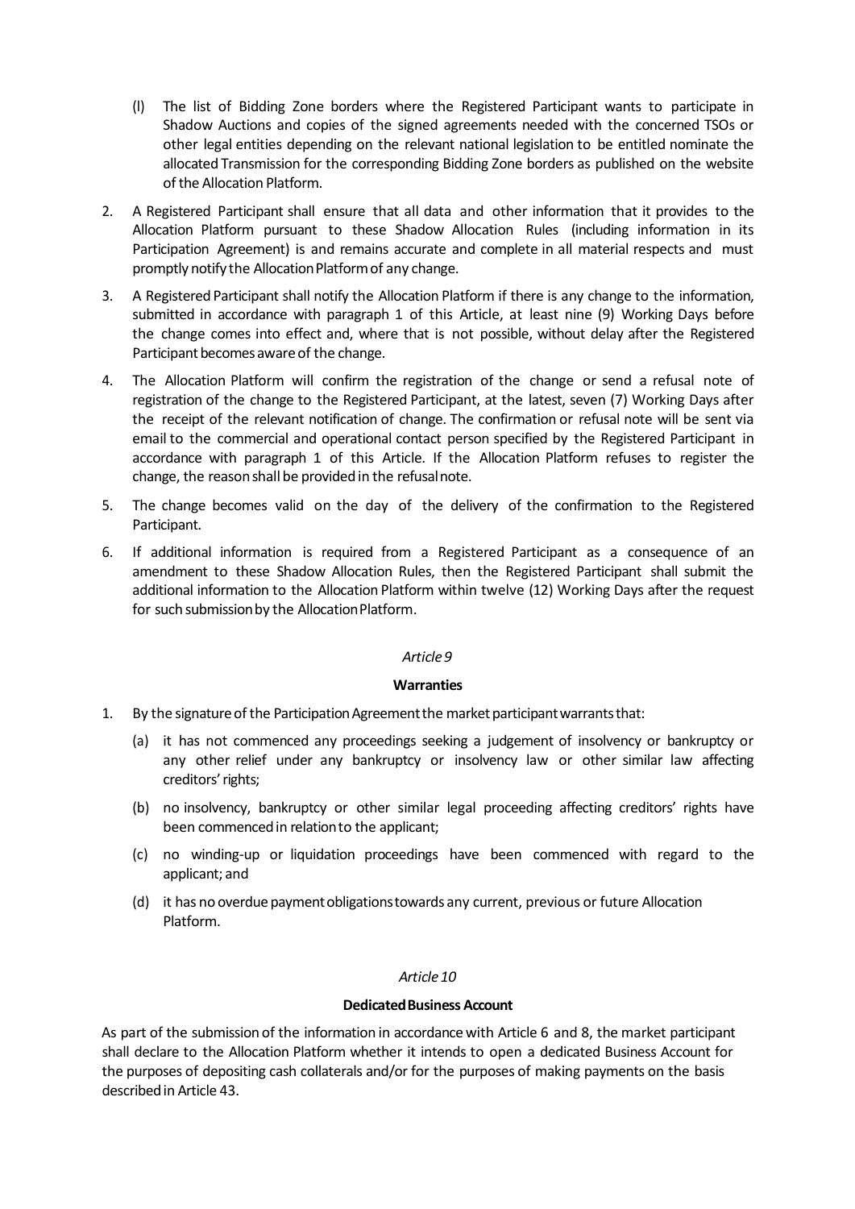(l) The list of Bidding Zone borders where the Registered Participant wants to participate in Shadow Auctions and copies of the signed agreements needed with the concerned TSOs or other legal entities depending on the relevant national legislation to be entitled nominate the allocated Transmission for the corresponding Bidding Zone borders as published on the website of the Allocation Platform.

2. A Registered Participant shall ensure that all data and other information that it provides to the Allocation Platform pursuant to these Shadow Allocation Rules (including information in its Participation Agreement) is and remains accurate and complete in all material respects and must promptly notify the Allocation Platform of any change.

3. A Registered Participant shall notify the Allocation Platform if there is any change to the information, submitted in accordance with paragraph 1 of this Article, at least nine (9) Working Days before the change comes into effect and, where that is not possible, without delay after the Registered Participant becomes aware of the change.

4. The Allocation Platform will confirm the registration of the change or send a refusal note of registration of the change to the Registered Participant, at the latest, seven (7) Working Days after the receipt of the relevant notification of change. The confirmation or refusal note will be sent via email to the commercial and operational contact person specified by the Registered Participant in accordance with paragraph 1 of this Article. If the Allocation Platform refuses to register the change, the reason shall be provided in the refusal note.

5. The change becomes valid on the day of the delivery of the confirmation to the Registered Participant.

6. If additional information is required from a Registered Participant as a consequence of an amendment to these Shadow Allocation Rules, then the Registered Participant shall submit the additional information to the Allocation Platform within twelve (12) Working Days after the request for such submission by the Allocation Platform.

*Article 9*

**Warranties**

1. By the signature of the Participation Agreement the market participant warrants that:

   (a) it has not commenced any proceedings seeking a judgement of insolvency or bankruptcy or any other relief under any bankruptcy or insolvency law or other similar law affecting creditors' rights;

   (b) no insolvency, bankruptcy or other similar legal proceeding affecting creditors' rights have been commenced in relation to the applicant;

   (c) no winding-up or liquidation proceedings have been commenced with regard to the applicant; and

   (d) it has no overdue payment obligations towards any current, previous or future Allocation Platform.

*Article 10*

**Dedicated Business Account**

As part of the submission of the information in accordance with Article 6 and 8, the market participant shall declare to the Allocation Platform whether it intends to open a dedicated Business Account for the purposes of depositing cash collaterals and/or for the purposes of making payments on the basis described in Article 43.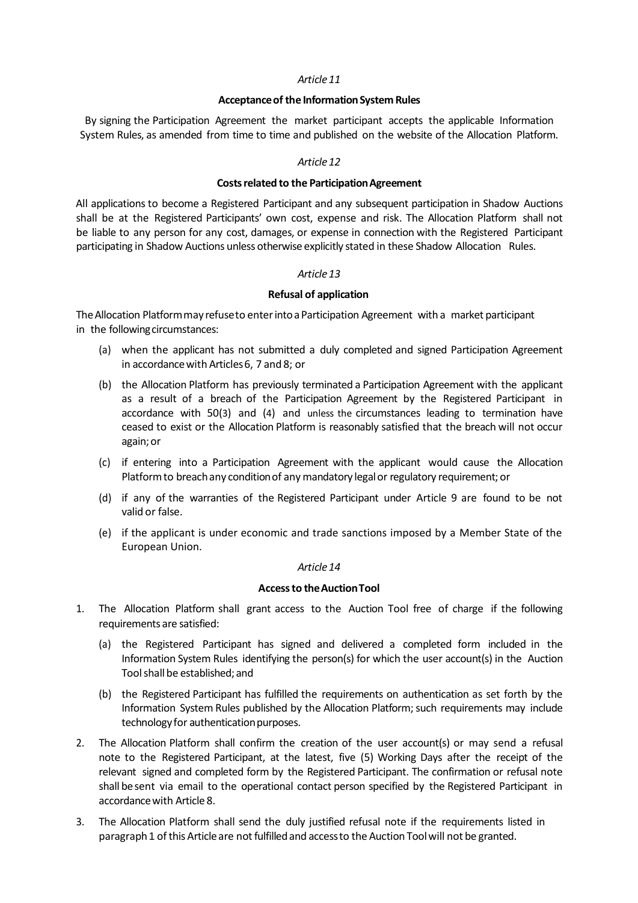*Article 11*

**Acceptance of the Information System Rules**

By signing the Participation Agreement the market participant accepts the applicable Information System Rules, as amended from time to time and published on the website of the Allocation Platform.

*Article 12*

**Costs related to the Participation Agreement**

All applications to become a Registered Participant and any subsequent participation in Shadow Auctions shall be at the Registered Participants' own cost, expense and risk. The Allocation Platform shall not be liable to any person for any cost, damages, or expense in connection with the Registered Participant participating in Shadow Auctions unless otherwise explicitly stated in these Shadow Allocation Rules.

*Article 13*

**Refusal of application**

The Allocation Platform may refuse to enter into a Participation Agreement with a market participant in the following circumstances:

(a) when the applicant has not submitted a duly completed and signed Participation Agreement in accordance with Articles 6, 7 and 8; or

(b) the Allocation Platform has previously terminated a Participation Agreement with the applicant as a result of a breach of the Participation Agreement by the Registered Participant in accordance with 50(3) and (4) and unless the circumstances leading to termination have ceased to exist or the Allocation Platform is reasonably satisfied that the breach will not occur again; or

(c) if entering into a Participation Agreement with the applicant would cause the Allocation Platform to breach any condition of any mandatory legal or regulatory requirement; or

(d) if any of the warranties of the Registered Participant under Article 9 are found to be not valid or false.

(e) if the applicant is under economic and trade sanctions imposed by a Member State of the European Union.

*Article 14*

**Access to the Auction Tool**

1. The Allocation Platform shall grant access to the Auction Tool free of charge if the following requirements are satisfied:

   (a) the Registered Participant has signed and delivered a completed form included in the Information System Rules identifying the person(s) for which the user account(s) in the Auction Tool shall be established; and

   (b) the Registered Participant has fulfilled the requirements on authentication as set forth by the Information System Rules published by the Allocation Platform; such requirements may include technology for authentication purposes.

2. The Allocation Platform shall confirm the creation of the user account(s) or may send a refusal note to the Registered Participant, at the latest, five (5) Working Days after the receipt of the relevant signed and completed form by the Registered Participant. The confirmation or refusal note shall be sent via email to the operational contact person specified by the Registered Participant in accordance with Article 8.

3. The Allocation Platform shall send the duly justified refusal note if the requirements listed in paragraph 1 of this Article are not fulfilled and access to the Auction Tool will not be granted.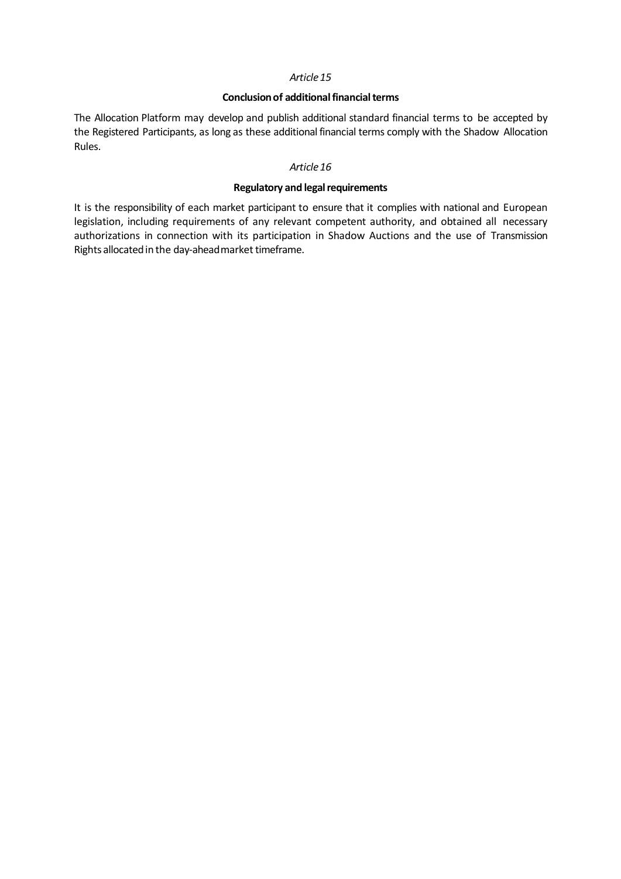*Article 15*

**Conclusion of additional financial terms**

The Allocation Platform may develop and publish additional standard financial terms to be accepted by the Registered Participants, as long as these additional financial terms comply with the Shadow Allocation Rules.

*Article 16*

**Regulatory and legal requirements**

It is the responsibility of each market participant to ensure that it complies with national and European legislation, including requirements of any relevant competent authority, and obtained all necessary authorizations in connection with its participation in Shadow Auctions and the use of Transmission Rights allocated in the day-ahead market timeframe.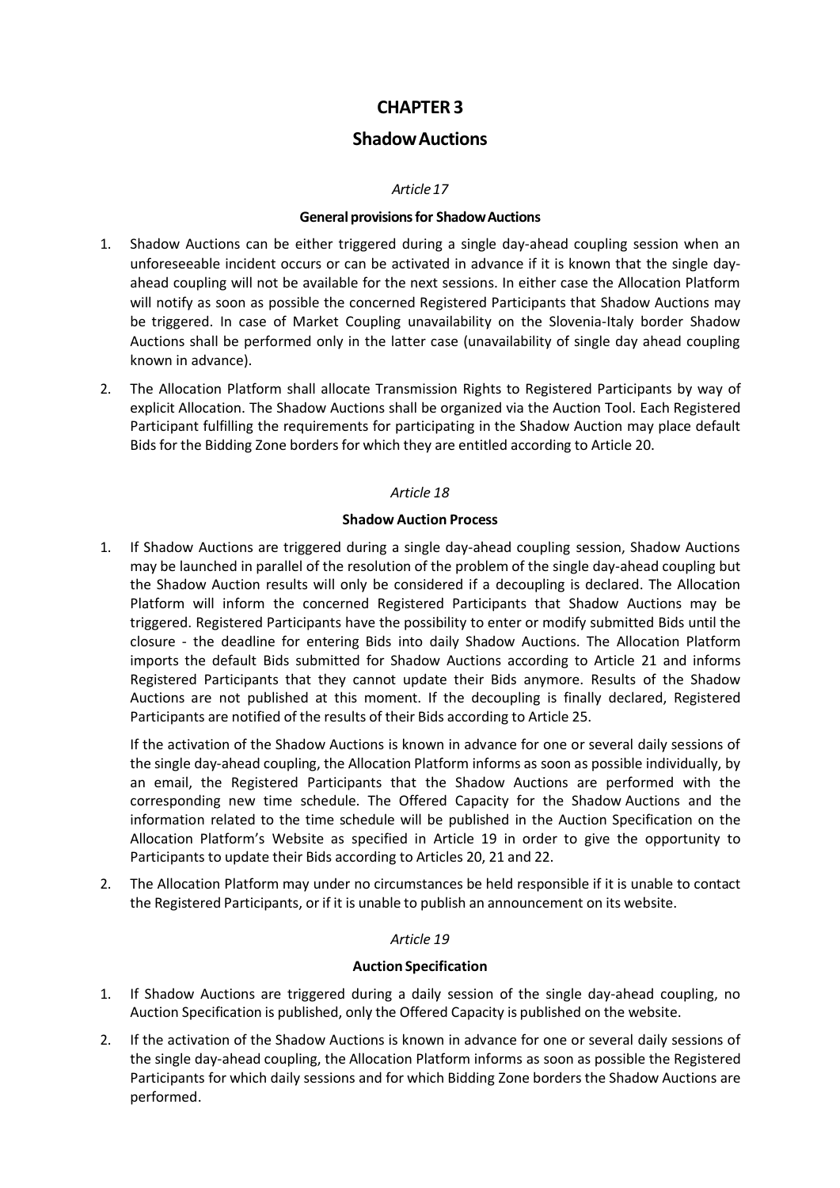# CHAPTER 3

## Shadow Auctions

*Article 17*

**General provisions for Shadow Auctions**

1. Shadow Auctions can be either triggered during a single day-ahead coupling session when an unforeseeable incident occurs or can be activated in advance if it is known that the single day-ahead coupling will not be available for the next sessions. In either case the Allocation Platform will notify as soon as possible the concerned Registered Participants that Shadow Auctions may be triggered. In case of Market Coupling unavailability on the Slovenia-Italy border Shadow Auctions shall be performed only in the latter case (unavailability of single day ahead coupling known in advance).
2. The Allocation Platform shall allocate Transmission Rights to Registered Participants by way of explicit Allocation. The Shadow Auctions shall be organized via the Auction Tool. Each Registered Participant fulfilling the requirements for participating in the Shadow Auction may place default Bids for the Bidding Zone borders for which they are entitled according to Article 20.

*Article 18*

**Shadow Auction Process**

1. If Shadow Auctions are triggered during a single day-ahead coupling session, Shadow Auctions may be launched in parallel of the resolution of the problem of the single day-ahead coupling but the Shadow Auction results will only be considered if a decoupling is declared. The Allocation Platform will inform the concerned Registered Participants that Shadow Auctions may be triggered. Registered Participants have the possibility to enter or modify submitted Bids until the closure - the deadline for entering Bids into daily Shadow Auctions. The Allocation Platform imports the default Bids submitted for Shadow Auctions according to Article 21 and informs Registered Participants that they cannot update their Bids anymore. Results of the Shadow Auctions are not published at this moment. If the decoupling is finally declared, Registered Participants are notified of the results of their Bids according to Article 25.

   If the activation of the Shadow Auctions is known in advance for one or several daily sessions of the single day-ahead coupling, the Allocation Platform informs as soon as possible individually, by an email, the Registered Participants that the Shadow Auctions are performed with the corresponding new time schedule. The Offered Capacity for the Shadow Auctions and the information related to the time schedule will be published in the Auction Specification on the Allocation Platform's Website as specified in Article 19 in order to give the opportunity to Participants to update their Bids according to Articles 20, 21 and 22.
2. The Allocation Platform may under no circumstances be held responsible if it is unable to contact the Registered Participants, or if it is unable to publish an announcement on its website.

*Article 19*

**Auction Specification**

1. If Shadow Auctions are triggered during a daily session of the single day-ahead coupling, no Auction Specification is published, only the Offered Capacity is published on the website.
2. If the activation of the Shadow Auctions is known in advance for one or several daily sessions of the single day-ahead coupling, the Allocation Platform informs as soon as possible the Registered Participants for which daily sessions and for which Bidding Zone borders the Shadow Auctions are performed.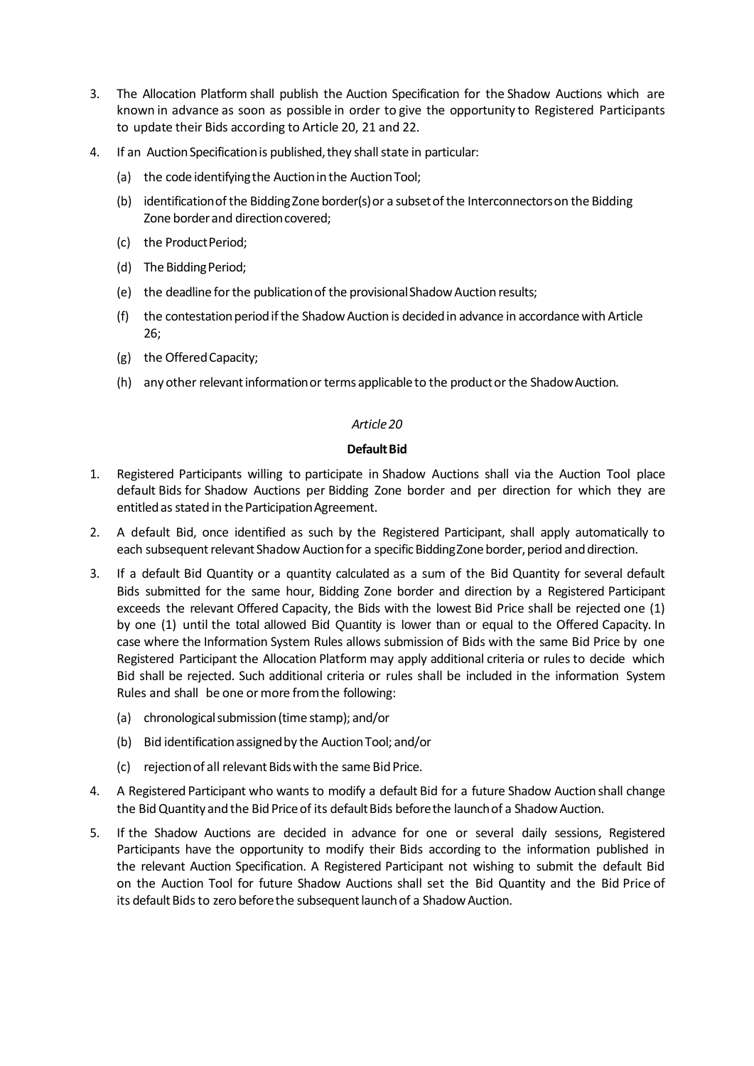3. The Allocation Platform shall publish the Auction Specification for the Shadow Auctions which are known in advance as soon as possible in order to give the opportunity to Registered Participants to update their Bids according to Article 20, 21 and 22.

4. If an Auction Specification is published, they shall state in particular:

   (a) the code identifying the Auction in the Auction Tool;

   (b) identification of the Bidding Zone border(s) or a subset of the Interconnectors on the Bidding Zone border and direction covered;

   (c) the Product Period;

   (d) The Bidding Period;

   (e) the deadline for the publication of the provisional Shadow Auction results;

   (f) the contestation period if the Shadow Auction is decided in advance in accordance with Article 26;

   (g) the Offered Capacity;

   (h) any other relevant information or terms applicable to the product or the Shadow Auction.

*Article 20*

**Default Bid**

1. Registered Participants willing to participate in Shadow Auctions shall via the Auction Tool place default Bids for Shadow Auctions per Bidding Zone border and per direction for which they are entitled as stated in the Participation Agreement.

2. A default Bid, once identified as such by the Registered Participant, shall apply automatically to each subsequent relevant Shadow Auction for a specific Bidding Zone border, period and direction.

3. If a default Bid Quantity or a quantity calculated as a sum of the Bid Quantity for several default Bids submitted for the same hour, Bidding Zone border and direction by a Registered Participant exceeds the relevant Offered Capacity, the Bids with the lowest Bid Price shall be rejected one (1) by one (1) until the total allowed Bid Quantity is lower than or equal to the Offered Capacity. In case where the Information System Rules allows submission of Bids with the same Bid Price by one Registered Participant the Allocation Platform may apply additional criteria or rules to decide which Bid shall be rejected. Such additional criteria or rules shall be included in the information System Rules and shall be one or more from the following:

   (a) chronological submission (time stamp); and/or

   (b) Bid identification assigned by the Auction Tool; and/or

   (c) rejection of all relevant Bids with the same Bid Price.

4. A Registered Participant who wants to modify a default Bid for a future Shadow Auction shall change the Bid Quantity and the Bid Price of its default Bids before the launch of a Shadow Auction.

5. If the Shadow Auctions are decided in advance for one or several daily sessions, Registered Participants have the opportunity to modify their Bids according to the information published in the relevant Auction Specification. A Registered Participant not wishing to submit the default Bid on the Auction Tool for future Shadow Auctions shall set the Bid Quantity and the Bid Price of its default Bids to zero before the subsequent launch of a Shadow Auction.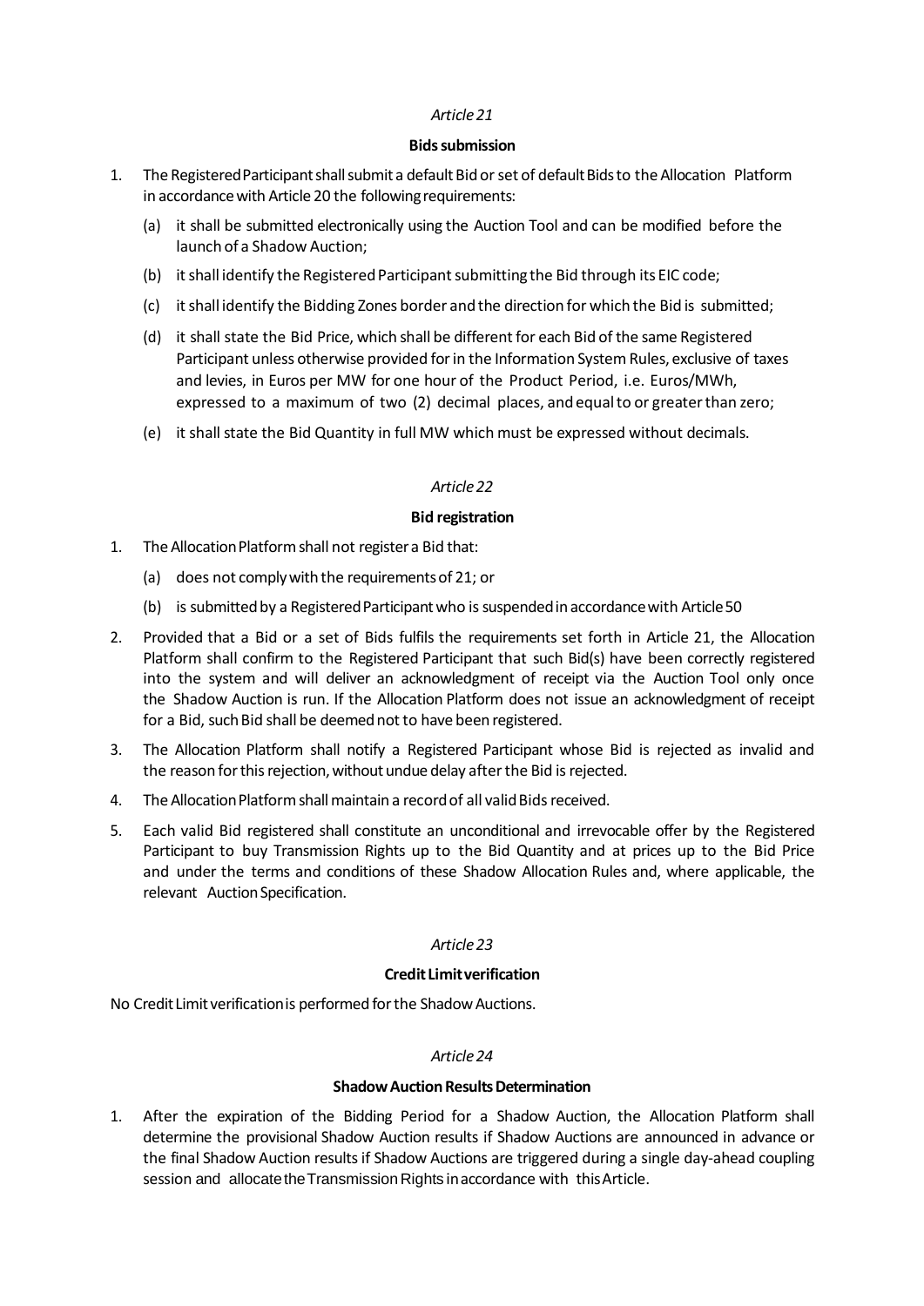*Article 21*

**Bids submission**

1. The Registered Participant shall submit a default Bid or set of default Bids to the Allocation Platform in accordance with Article 20 the following requirements:

   (a) it shall be submitted electronically using the Auction Tool and can be modified before the launch of a Shadow Auction;

   (b) it shall identify the Registered Participant submitting the Bid through its EIC code;

   (c) it shall identify the Bidding Zones border and the direction for which the Bid is submitted;

   (d) it shall state the Bid Price, which shall be different for each Bid of the same Registered Participant unless otherwise provided for in the Information System Rules, exclusive of taxes and levies, in Euros per MW for one hour of the Product Period, i.e. Euros/MWh, expressed to a maximum of two (2) decimal places, and equal to or greater than zero;

   (e) it shall state the Bid Quantity in full MW which must be expressed without decimals.

*Article 22*

**Bid registration**

1. The Allocation Platform shall not register a Bid that:

   (a) does not comply with the requirements of 21; or

   (b) is submitted by a Registered Participant who is suspended in accordance with Article 50

2. Provided that a Bid or a set of Bids fulfils the requirements set forth in Article 21, the Allocation Platform shall confirm to the Registered Participant that such Bid(s) have been correctly registered into the system and will deliver an acknowledgment of receipt via the Auction Tool only once the Shadow Auction is run. If the Allocation Platform does not issue an acknowledgment of receipt for a Bid, such Bid shall be deemed not to have been registered.

3. The Allocation Platform shall notify a Registered Participant whose Bid is rejected as invalid and the reason for this rejection, without undue delay after the Bid is rejected.

4. The Allocation Platform shall maintain a record of all valid Bids received.

5. Each valid Bid registered shall constitute an unconditional and irrevocable offer by the Registered Participant to buy Transmission Rights up to the Bid Quantity and at prices up to the Bid Price and under the terms and conditions of these Shadow Allocation Rules and, where applicable, the relevant Auction Specification.

*Article 23*

**Credit Limit verification**

No Credit Limit verification is performed for the Shadow Auctions.

*Article 24*

**Shadow Auction Results Determination**

1. After the expiration of the Bidding Period for a Shadow Auction, the Allocation Platform shall determine the provisional Shadow Auction results if Shadow Auctions are announced in advance or the final Shadow Auction results if Shadow Auctions are triggered during a single day-ahead coupling session and allocate the Transmission Rights in accordance with this Article.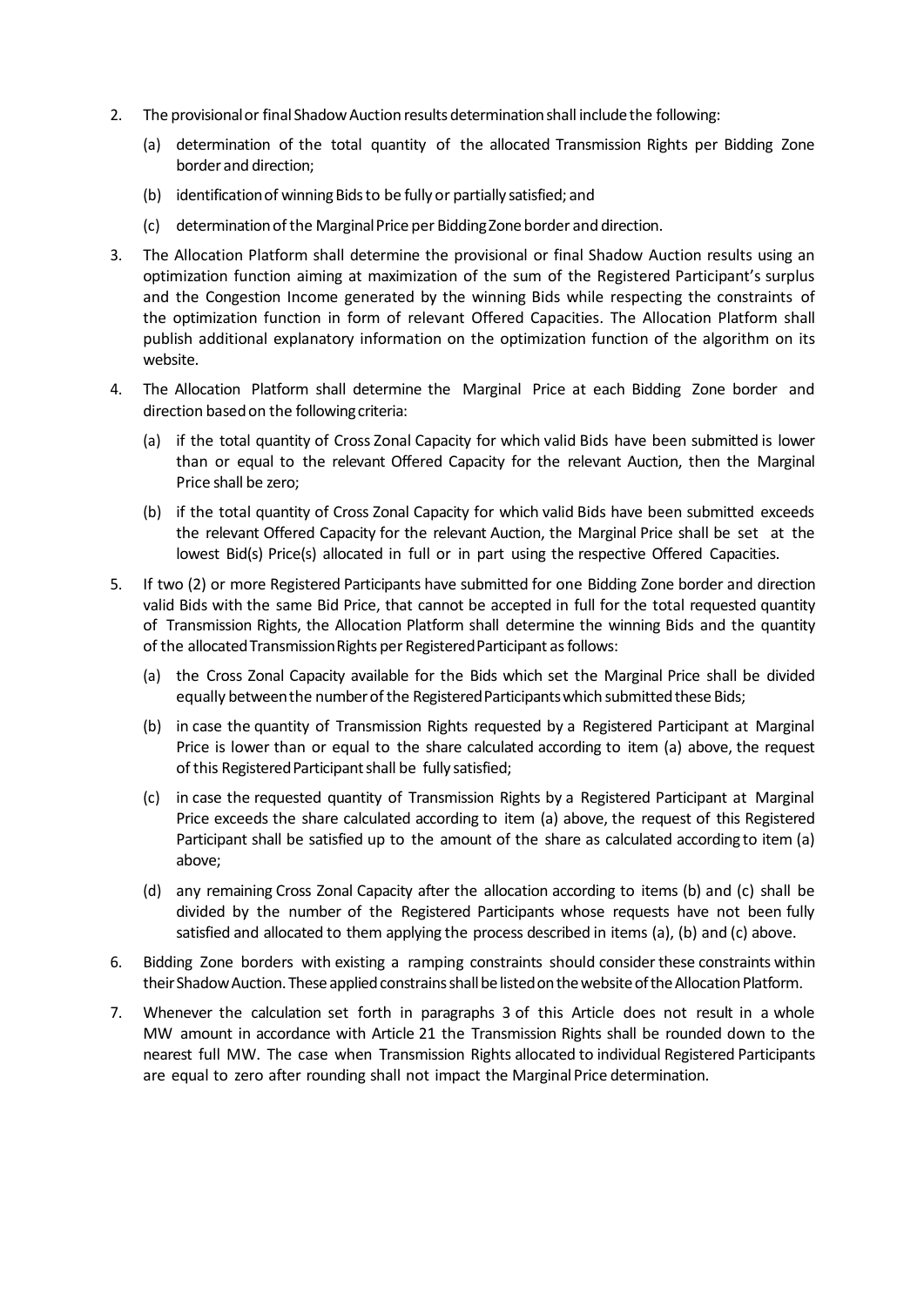2. The provisional or final Shadow Auction results determination shall include the following:

   (a) determination of the total quantity of the allocated Transmission Rights per Bidding Zone border and direction;

   (b) identification of winning Bids to be fully or partially satisfied; and

   (c) determination of the Marginal Price per Bidding Zone border and direction.

3. The Allocation Platform shall determine the provisional or final Shadow Auction results using an optimization function aiming at maximization of the sum of the Registered Participant's surplus and the Congestion Income generated by the winning Bids while respecting the constraints of the optimization function in form of relevant Offered Capacities. The Allocation Platform shall publish additional explanatory information on the optimization function of the algorithm on its website.

4. The Allocation Platform shall determine the Marginal Price at each Bidding Zone border and direction based on the following criteria:

   (a) if the total quantity of Cross Zonal Capacity for which valid Bids have been submitted is lower than or equal to the relevant Offered Capacity for the relevant Auction, then the Marginal Price shall be zero;

   (b) if the total quantity of Cross Zonal Capacity for which valid Bids have been submitted exceeds the relevant Offered Capacity for the relevant Auction, the Marginal Price shall be set at the lowest Bid(s) Price(s) allocated in full or in part using the respective Offered Capacities.

5. If two (2) or more Registered Participants have submitted for one Bidding Zone border and direction valid Bids with the same Bid Price, that cannot be accepted in full for the total requested quantity of Transmission Rights, the Allocation Platform shall determine the winning Bids and the quantity of the allocated Transmission Rights per Registered Participant as follows:

   (a) the Cross Zonal Capacity available for the Bids which set the Marginal Price shall be divided equally between the number of the Registered Participants which submitted these Bids;

   (b) in case the quantity of Transmission Rights requested by a Registered Participant at Marginal Price is lower than or equal to the share calculated according to item (a) above, the request of this Registered Participant shall be fully satisfied;

   (c) in case the requested quantity of Transmission Rights by a Registered Participant at Marginal Price exceeds the share calculated according to item (a) above, the request of this Registered Participant shall be satisfied up to the amount of the share as calculated according to item (a) above;

   (d) any remaining Cross Zonal Capacity after the allocation according to items (b) and (c) shall be divided by the number of the Registered Participants whose requests have not been fully satisfied and allocated to them applying the process described in items (a), (b) and (c) above.

6. Bidding Zone borders with existing a ramping constraints should consider these constraints within their Shadow Auction. These applied constrains shall be listed on the website of the Allocation Platform.

7. Whenever the calculation set forth in paragraphs 3 of this Article does not result in a whole MW amount in accordance with Article 21 the Transmission Rights shall be rounded down to the nearest full MW. The case when Transmission Rights allocated to individual Registered Participants are equal to zero after rounding shall not impact the Marginal Price determination.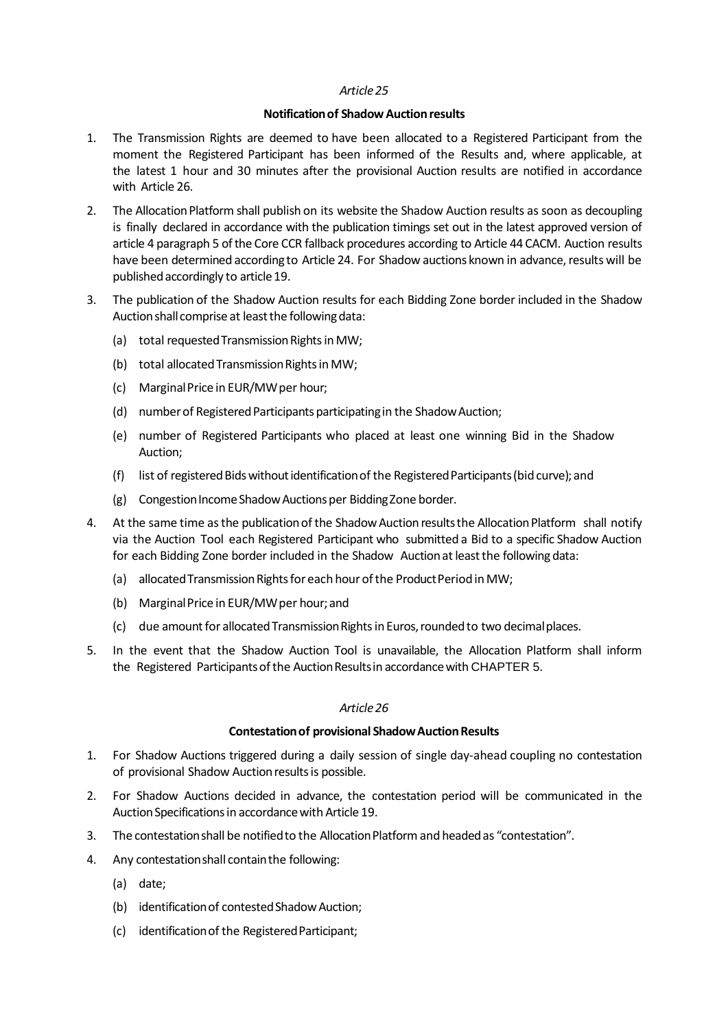*Article 25*

**Notification of Shadow Auction results**

1. The Transmission Rights are deemed to have been allocated to a Registered Participant from the moment the Registered Participant has been informed of the Results and, where applicable, at the latest 1 hour and 30 minutes after the provisional Auction results are notified in accordance with Article 26.

2. The Allocation Platform shall publish on its website the Shadow Auction results as soon as decoupling is finally declared in accordance with the publication timings set out in the latest approved version of article 4 paragraph 5 of the Core CCR fallback procedures according to Article 44 CACM. Auction results have been determined according to Article 24. For Shadow auctions known in advance, results will be published accordingly to article 19.

3. The publication of the Shadow Auction results for each Bidding Zone border included in the Shadow Auction shall comprise at least the following data:

   (a) total requested Transmission Rights in MW;

   (b) total allocated Transmission Rights in MW;

   (c) Marginal Price in EUR/MW per hour;

   (d) number of Registered Participants participating in the Shadow Auction;

   (e) number of Registered Participants who placed at least one winning Bid in the Shadow Auction;

   (f) list of registered Bids without identification of the Registered Participants (bid curve); and

   (g) Congestion Income Shadow Auctions per Bidding Zone border.

4. At the same time as the publication of the Shadow Auction results the Allocation Platform shall notify via the Auction Tool each Registered Participant who submitted a Bid to a specific Shadow Auction for each Bidding Zone border included in the Shadow Auction at least the following data:

   (a) allocated Transmission Rights for each hour of the Product Period in MW;

   (b) Marginal Price in EUR/MW per hour; and

   (c) due amount for allocated Transmission Rights in Euros, rounded to two decimal places.

5. In the event that the Shadow Auction Tool is unavailable, the Allocation Platform shall inform the Registered Participants of the Auction Results in accordance with CHAPTER 5.

*Article 26*

**Contestation of provisional Shadow Auction Results**

1. For Shadow Auctions triggered during a daily session of single day-ahead coupling no contestation of provisional Shadow Auction results is possible.

2. For Shadow Auctions decided in advance, the contestation period will be communicated in the Auction Specifications in accordance with Article 19.

3. The contestation shall be notified to the Allocation Platform and headed as "contestation".

4. Any contestation shall contain the following:

   (a) date;

   (b) identification of contested Shadow Auction;

   (c) identification of the Registered Participant;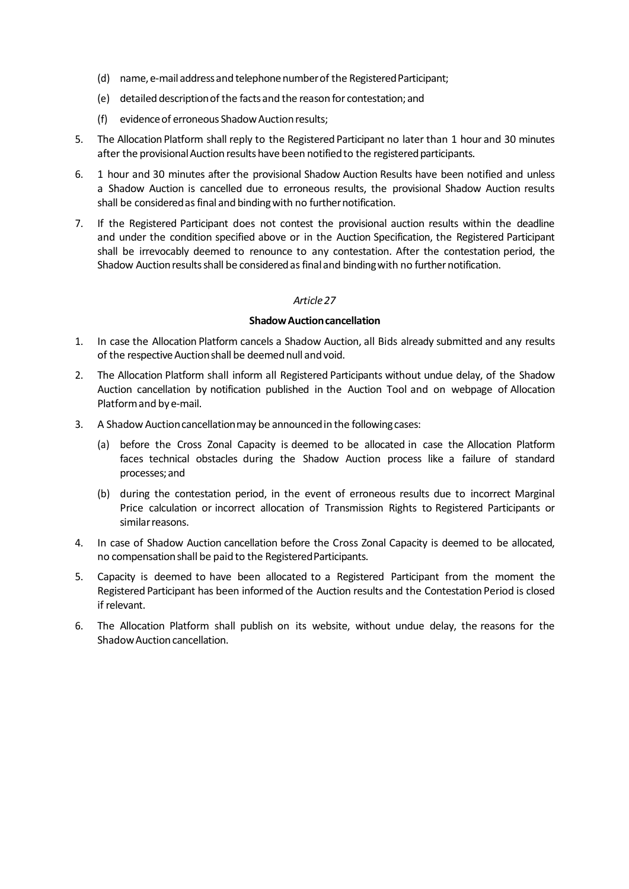(d) name, e-mail address and telephone number of the Registered Participant;

(e) detailed description of the facts and the reason for contestation; and

(f) evidence of erroneous Shadow Auction results;

5. The Allocation Platform shall reply to the Registered Participant no later than 1 hour and 30 minutes after the provisional Auction results have been notified to the registered participants.

6. 1 hour and 30 minutes after the provisional Shadow Auction Results have been notified and unless a Shadow Auction is cancelled due to erroneous results, the provisional Shadow Auction results shall be considered as final and binding with no further notification.

7. If the Registered Participant does not contest the provisional auction results within the deadline and under the condition specified above or in the Auction Specification, the Registered Participant shall be irrevocably deemed to renounce to any contestation. After the contestation period, the Shadow Auction results shall be considered as final and binding with no further notification.

*Article 27*

**Shadow Auction cancellation**

1. In case the Allocation Platform cancels a Shadow Auction, all Bids already submitted and any results of the respective Auction shall be deemed null and void.

2. The Allocation Platform shall inform all Registered Participants without undue delay, of the Shadow Auction cancellation by notification published in the Auction Tool and on webpage of Allocation Platform and by e-mail.

3. A Shadow Auction cancellation may be announced in the following cases:

   (a) before the Cross Zonal Capacity is deemed to be allocated in case the Allocation Platform faces technical obstacles during the Shadow Auction process like a failure of standard processes; and

   (b) during the contestation period, in the event of erroneous results due to incorrect Marginal Price calculation or incorrect allocation of Transmission Rights to Registered Participants or similar reasons.

4. In case of Shadow Auction cancellation before the Cross Zonal Capacity is deemed to be allocated, no compensation shall be paid to the Registered Participants.

5. Capacity is deemed to have been allocated to a Registered Participant from the moment the Registered Participant has been informed of the Auction results and the Contestation Period is closed if relevant.

6. The Allocation Platform shall publish on its website, without undue delay, the reasons for the Shadow Auction cancellation.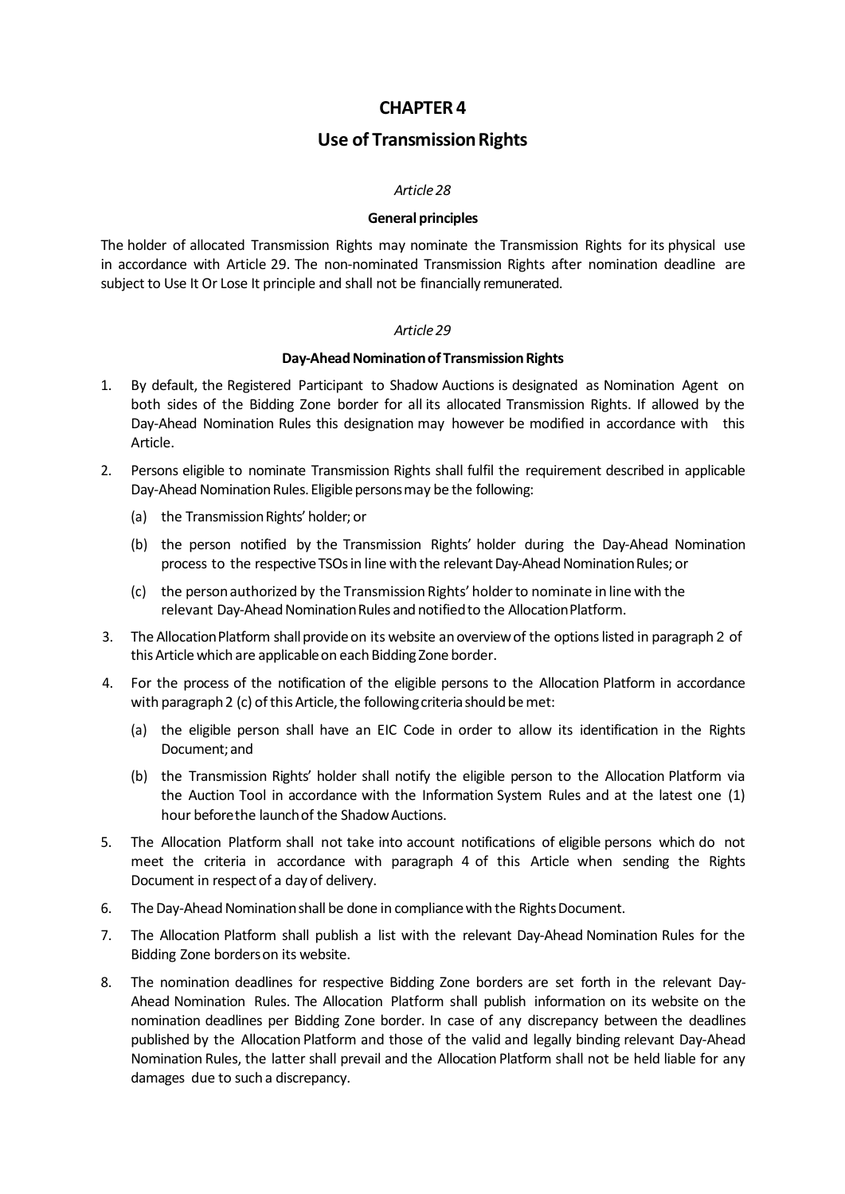# CHAPTER 4

## Use of Transmission Rights

*Article 28*

**General principles**

The holder of allocated Transmission Rights may nominate the Transmission Rights for its physical use in accordance with Article 29. The non-nominated Transmission Rights after nomination deadline are subject to Use It Or Lose It principle and shall not be financially remunerated.

*Article 29*

**Day-Ahead Nomination of Transmission Rights**

1. By default, the Registered Participant to Shadow Auctions is designated as Nomination Agent on both sides of the Bidding Zone border for all its allocated Transmission Rights. If allowed by the Day-Ahead Nomination Rules this designation may however be modified in accordance with this Article.
2. Persons eligible to nominate Transmission Rights shall fulfil the requirement described in applicable Day-Ahead Nomination Rules. Eligible persons may be the following:
   (a) the Transmission Rights' holder; or
   (b) the person notified by the Transmission Rights' holder during the Day-Ahead Nomination process to the respective TSOs in line with the relevant Day-Ahead Nomination Rules; or
   (c) the person authorized by the Transmission Rights' holder to nominate in line with the relevant Day-Ahead Nomination Rules and notified to the Allocation Platform.
3. The Allocation Platform shall provide on its website an overview of the options listed in paragraph 2 of this Article which are applicable on each Bidding Zone border.
4. For the process of the notification of the eligible persons to the Allocation Platform in accordance with paragraph 2 (c) of this Article, the following criteria should be met:
   (a) the eligible person shall have an EIC Code in order to allow its identification in the Rights Document; and
   (b) the Transmission Rights' holder shall notify the eligible person to the Allocation Platform via the Auction Tool in accordance with the Information System Rules and at the latest one (1) hour before the launch of the Shadow Auctions.
5. The Allocation Platform shall not take into account notifications of eligible persons which do not meet the criteria in accordance with paragraph 4 of this Article when sending the Rights Document in respect of a day of delivery.
6. The Day-Ahead Nomination shall be done in compliance with the Rights Document.
7. The Allocation Platform shall publish a list with the relevant Day-Ahead Nomination Rules for the Bidding Zone borders on its website.
8. The nomination deadlines for respective Bidding Zone borders are set forth in the relevant Day-Ahead Nomination Rules. The Allocation Platform shall publish information on its website on the nomination deadlines per Bidding Zone border. In case of any discrepancy between the deadlines published by the Allocation Platform and those of the valid and legally binding relevant Day-Ahead Nomination Rules, the latter shall prevail and the Allocation Platform shall not be held liable for any damages due to such a discrepancy.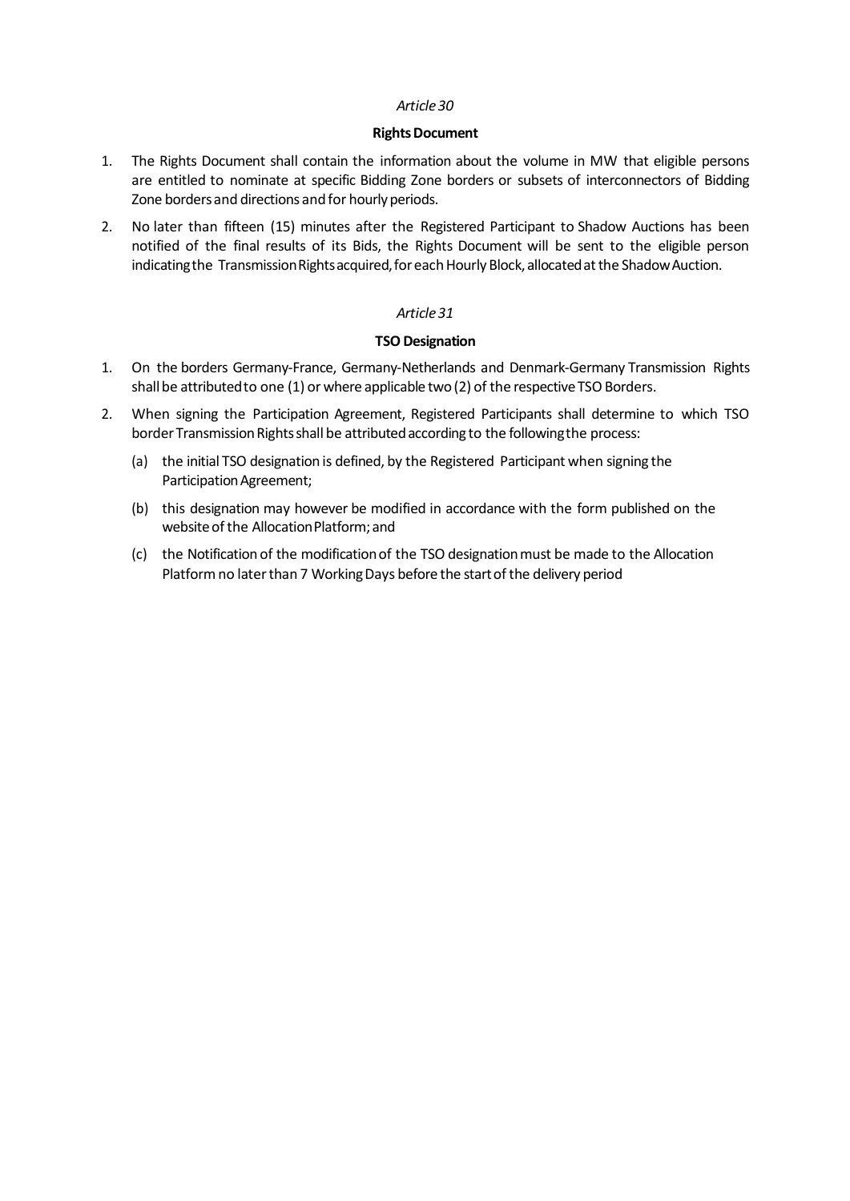*Article 30*

**Rights Document**

1. The Rights Document shall contain the information about the volume in MW that eligible persons are entitled to nominate at specific Bidding Zone borders or subsets of interconnectors of Bidding Zone borders and directions and for hourly periods.
2. No later than fifteen (15) minutes after the Registered Participant to Shadow Auctions has been notified of the final results of its Bids, the Rights Document will be sent to the eligible person indicating the Transmission Rights acquired, for each Hourly Block, allocated at the Shadow Auction.

*Article 31*

**TSO Designation**

1. On the borders Germany-France, Germany-Netherlands and Denmark-Germany Transmission Rights shall be attributed to one (1) or where applicable two (2) of the respective TSO Borders.
2. When signing the Participation Agreement, Registered Participants shall determine to which TSO border Transmission Rights shall be attributed according to the following the process:
   (a) the initial TSO designation is defined, by the Registered Participant when signing the Participation Agreement;
   (b) this designation may however be modified in accordance with the form published on the website of the Allocation Platform; and
   (c) the Notification of the modification of the TSO designation must be made to the Allocation Platform no later than 7 Working Days before the start of the delivery period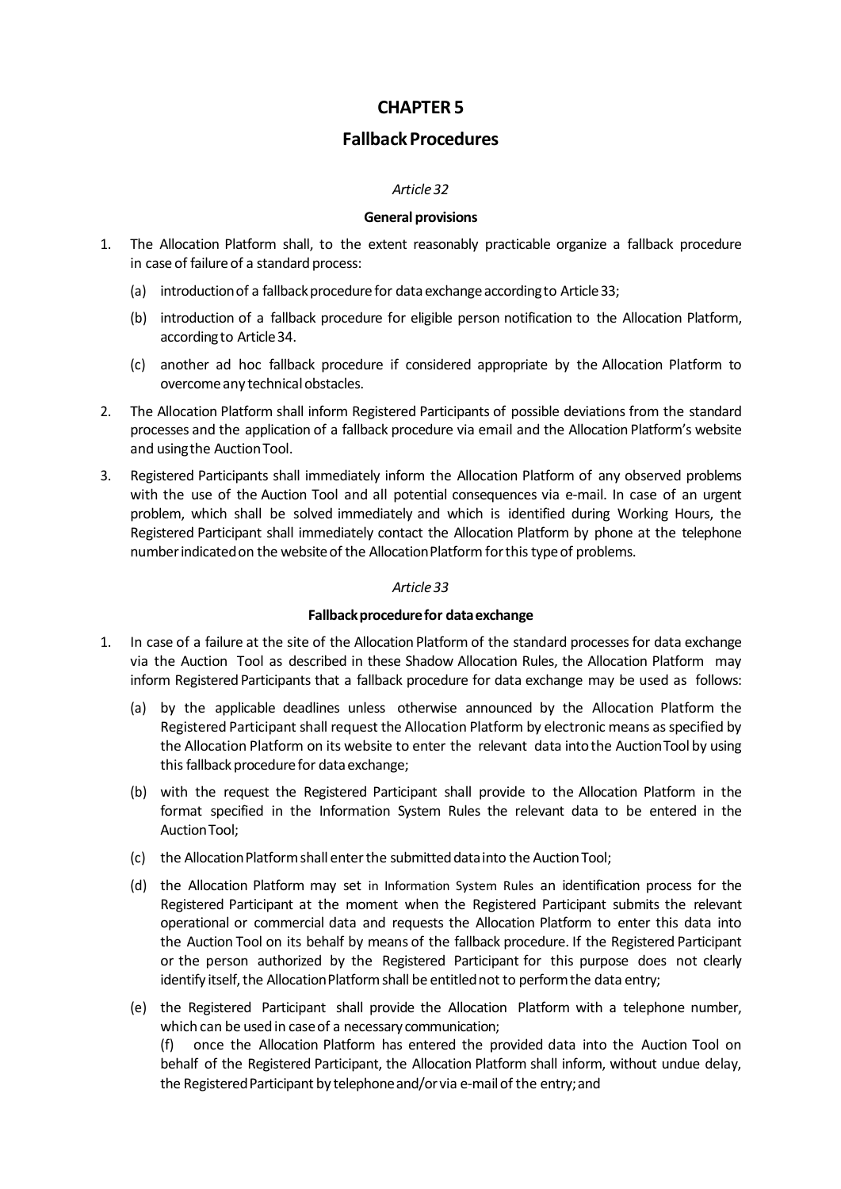# CHAPTER 5

## Fallback Procedures

*Article 32*

**General provisions**

1. The Allocation Platform shall, to the extent reasonably practicable organize a fallback procedure in case of failure of a standard process:
   - (a) introduction of a fallback procedure for data exchange according to Article 33;
   - (b) introduction of a fallback procedure for eligible person notification to the Allocation Platform, according to Article 34.
   - (c) another ad hoc fallback procedure if considered appropriate by the Allocation Platform to overcome any technical obstacles.
2. The Allocation Platform shall inform Registered Participants of possible deviations from the standard processes and the application of a fallback procedure via email and the Allocation Platform's website and using the Auction Tool.
3. Registered Participants shall immediately inform the Allocation Platform of any observed problems with the use of the Auction Tool and all potential consequences via e-mail. In case of an urgent problem, which shall be solved immediately and which is identified during Working Hours, the Registered Participant shall immediately contact the Allocation Platform by phone at the telephone number indicated on the website of the Allocation Platform for this type of problems.

*Article 33*

**Fallback procedure for data exchange**

1. In case of a failure at the site of the Allocation Platform of the standard processes for data exchange via the Auction Tool as described in these Shadow Allocation Rules, the Allocation Platform may inform Registered Participants that a fallback procedure for data exchange may be used as follows:
   - (a) by the applicable deadlines unless otherwise announced by the Allocation Platform the Registered Participant shall request the Allocation Platform by electronic means as specified by the Allocation Platform on its website to enter the relevant data into the Auction Tool by using this fallback procedure for data exchange;
   - (b) with the request the Registered Participant shall provide to the Allocation Platform in the format specified in the Information System Rules the relevant data to be entered in the Auction Tool;
   - (c) the Allocation Platform shall enter the submitted data into the Auction Tool;
   - (d) the Allocation Platform may set in Information System Rules an identification process for the Registered Participant at the moment when the Registered Participant submits the relevant operational or commercial data and requests the Allocation Platform to enter this data into the Auction Tool on its behalf by means of the fallback procedure. If the Registered Participant or the person authorized by the Registered Participant for this purpose does not clearly identify itself, the Allocation Platform shall be entitled not to perform the data entry;
   - (e) the Registered Participant shall provide the Allocation Platform with a telephone number, which can be used in case of a necessary communication;
   - (f) once the Allocation Platform has entered the provided data into the Auction Tool on behalf of the Registered Participant, the Allocation Platform shall inform, without undue delay, the Registered Participant by telephone and/or via e-mail of the entry; and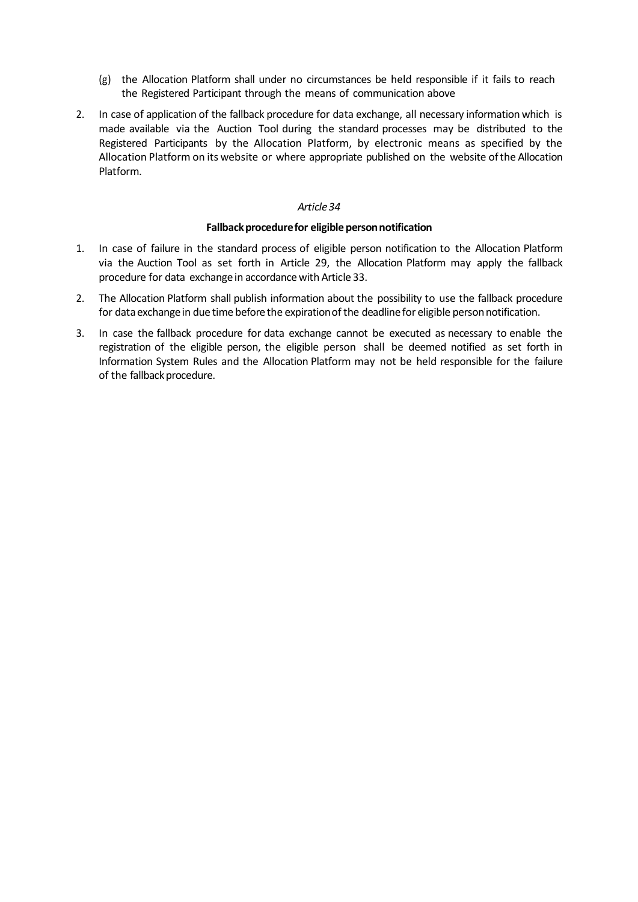(g) the Allocation Platform shall under no circumstances be held responsible if it fails to reach the Registered Participant through the means of communication above

2. In case of application of the fallback procedure for data exchange, all necessary information which is made available via the Auction Tool during the standard processes may be distributed to the Registered Participants by the Allocation Platform, by electronic means as specified by the Allocation Platform on its website or where appropriate published on the website of the Allocation Platform.

*Article 34*

**Fallback procedure for eligible person notification**

1. In case of failure in the standard process of eligible person notification to the Allocation Platform via the Auction Tool as set forth in Article 29, the Allocation Platform may apply the fallback procedure for data exchange in accordance with Article 33.
2. The Allocation Platform shall publish information about the possibility to use the fallback procedure for data exchange in due time before the expiration of the deadline for eligible person notification.
3. In case the fallback procedure for data exchange cannot be executed as necessary to enable the registration of the eligible person, the eligible person shall be deemed notified as set forth in Information System Rules and the Allocation Platform may not be held responsible for the failure of the fallback procedure.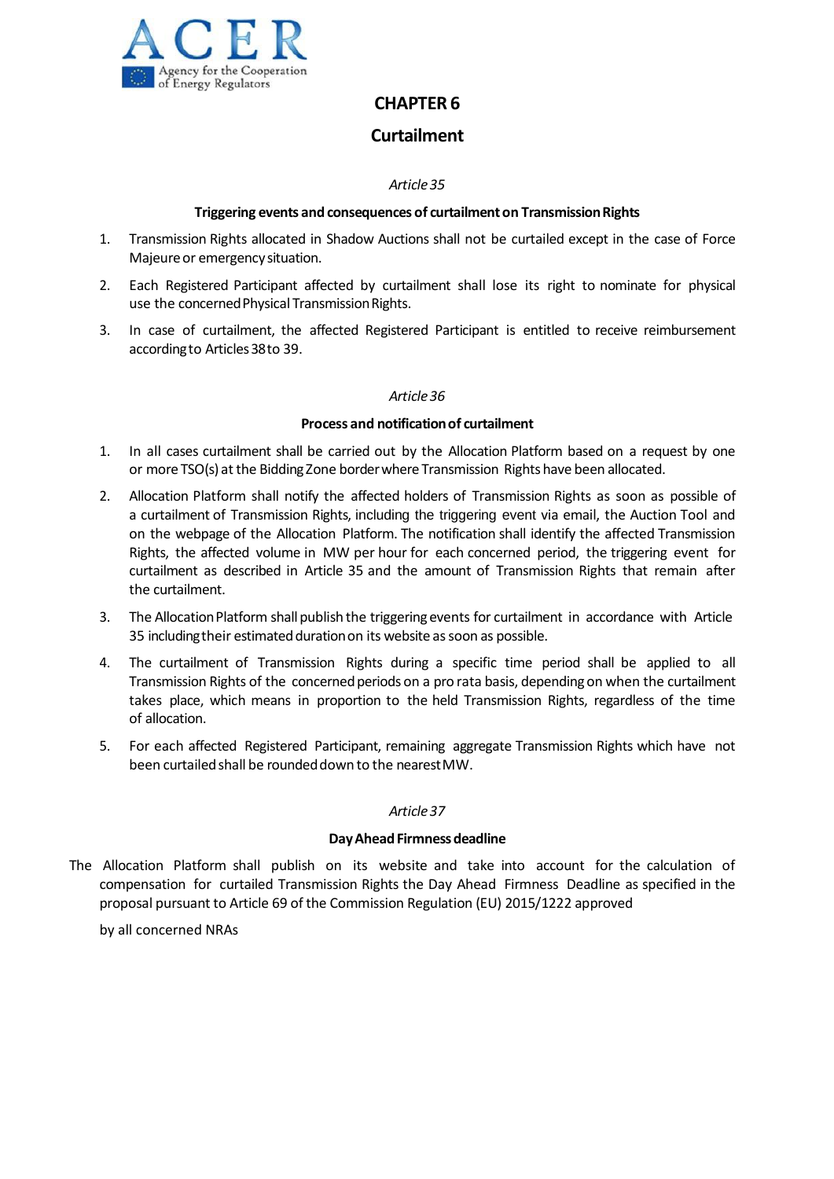# CHAPTER 6

# Curtailment

*Article 35*

**Triggering events and consequences of curtailment on Transmission Rights**

1. Transmission Rights allocated in Shadow Auctions shall not be curtailed except in the case of Force Majeure or emergency situation.
2. Each Registered Participant affected by curtailment shall lose its right to nominate for physical use the concerned Physical Transmission Rights.
3. In case of curtailment, the affected Registered Participant is entitled to receive reimbursement according to Articles 38 to 39.

*Article 36*

**Process and notification of curtailment**

1. In all cases curtailment shall be carried out by the Allocation Platform based on a request by one or more TSO(s) at the Bidding Zone border where Transmission Rights have been allocated.
2. Allocation Platform shall notify the affected holders of Transmission Rights as soon as possible of a curtailment of Transmission Rights, including the triggering event via email, the Auction Tool and on the webpage of the Allocation Platform. The notification shall identify the affected Transmission Rights, the affected volume in MW per hour for each concerned period, the triggering event for curtailment as described in Article 35 and the amount of Transmission Rights that remain after the curtailment.
3. The Allocation Platform shall publish the triggering events for curtailment in accordance with Article 35 including their estimated duration on its website as soon as possible.
4. The curtailment of Transmission Rights during a specific time period shall be applied to all Transmission Rights of the concerned periods on a pro rata basis, depending on when the curtailment takes place, which means in proportion to the held Transmission Rights, regardless of the time of allocation.
5. For each affected Registered Participant, remaining aggregate Transmission Rights which have not been curtailed shall be rounded down to the nearest MW.

*Article 37*

**Day Ahead Firmness deadline**

The Allocation Platform shall publish on its website and take into account for the calculation of compensation for curtailed Transmission Rights the Day Ahead Firmness Deadline as specified in the proposal pursuant to Article 69 of the Commission Regulation (EU) 2015/1222 approved

by all concerned NRAs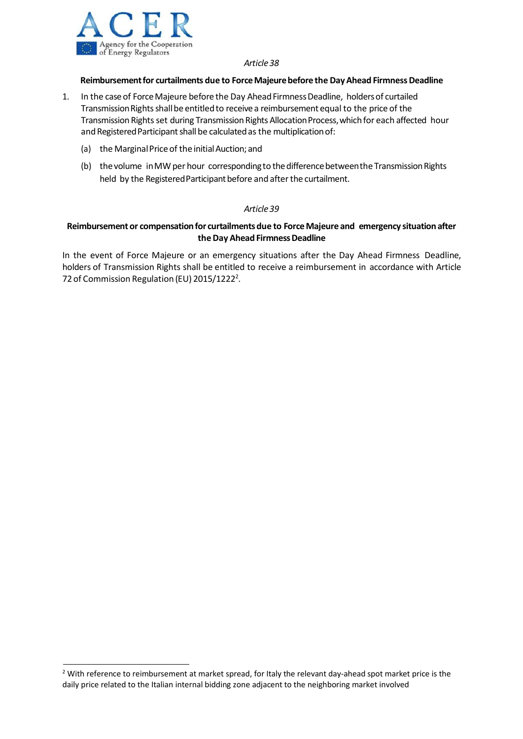*Article 38*

**Reimbursement for curtailments due to Force Majeure before the Day Ahead Firmness Deadline**

1. In the case of Force Majeure before the Day Ahead Firmness Deadline, holders of curtailed Transmission Rights shall be entitled to receive a reimbursement equal to the price of the Transmission Rights set during Transmission Rights Allocation Process, which for each affected hour and Registered Participant shall be calculated as the multiplication of:

   (a) the Marginal Price of the initial Auction; and

   (b) the volume in MW per hour corresponding to the difference between the Transmission Rights held by the Registered Participant before and after the curtailment.

*Article 39*

**Reimbursement or compensation for curtailments due to Force Majeure and emergency situation after the Day Ahead Firmness Deadline**

In the event of Force Majeure or an emergency situations after the Day Ahead Firmness Deadline, holders of Transmission Rights shall be entitled to receive a reimbursement in accordance with Article 72 of Commission Regulation (EU) 2015/1222[2].

[2] With reference to reimbursement at market spread, for Italy the relevant day-ahead spot market price is the daily price related to the Italian internal bidding zone adjacent to the neighboring market involved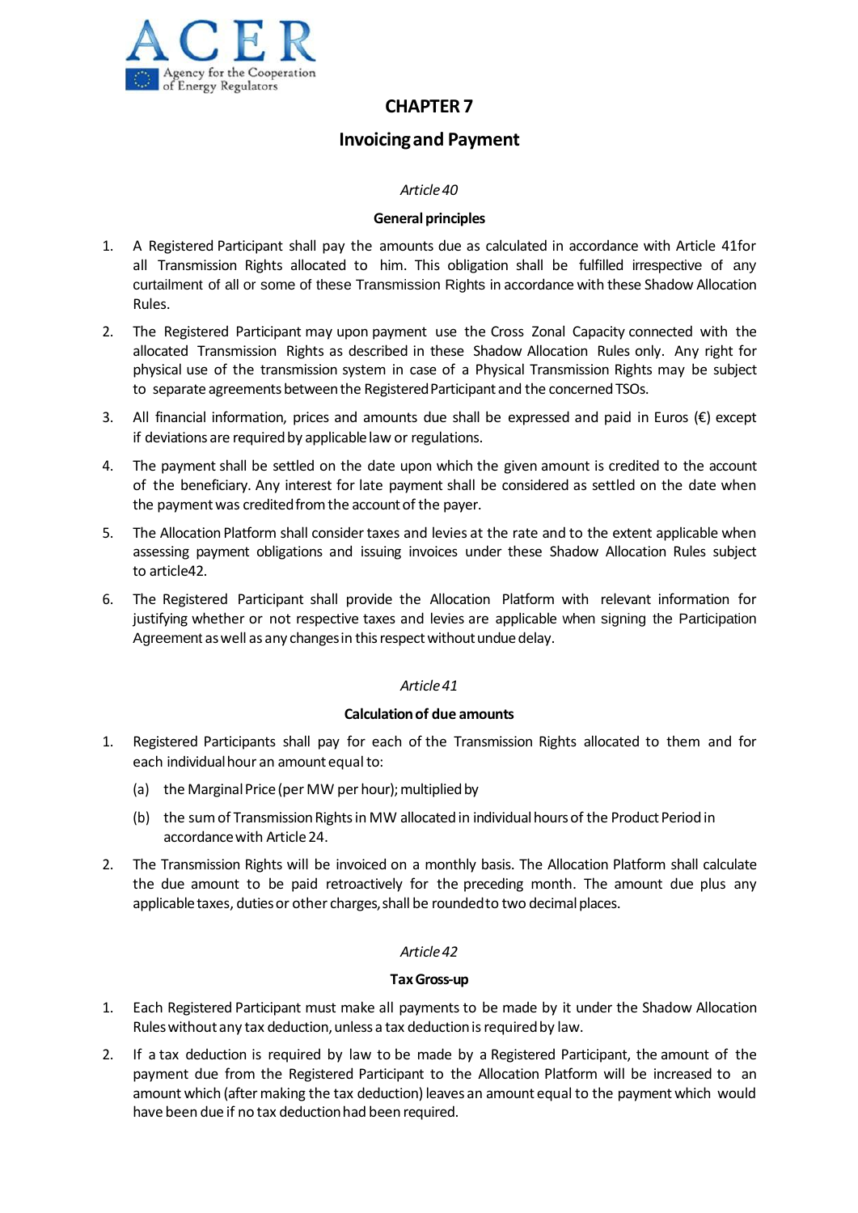# CHAPTER 7

## Invoicing and Payment

*Article 40*

**General principles**

1. A Registered Participant shall pay the amounts due as calculated in accordance with Article 41for all Transmission Rights allocated to him. This obligation shall be fulfilled irrespective of any curtailment of all or some of these Transmission Rights in accordance with these Shadow Allocation Rules.
2. The Registered Participant may upon payment use the Cross Zonal Capacity connected with the allocated Transmission Rights as described in these Shadow Allocation Rules only. Any right for physical use of the transmission system in case of a Physical Transmission Rights may be subject to separate agreements between the Registered Participant and the concerned TSOs.
3. All financial information, prices and amounts due shall be expressed and paid in Euros (€) except if deviations are required by applicable law or regulations.
4. The payment shall be settled on the date upon which the given amount is credited to the account of the beneficiary. Any interest for late payment shall be considered as settled on the date when the payment was credited from the account of the payer.
5. The Allocation Platform shall consider taxes and levies at the rate and to the extent applicable when assessing payment obligations and issuing invoices under these Shadow Allocation Rules subject to article42.
6. The Registered Participant shall provide the Allocation Platform with relevant information for justifying whether or not respective taxes and levies are applicable when signing the Participation Agreement as well as any changes in this respect without undue delay.

*Article 41*

**Calculation of due amounts**

1. Registered Participants shall pay for each of the Transmission Rights allocated to them and for each individual hour an amount equal to:
   (a) the Marginal Price (per MW per hour); multiplied by
   (b) the sum of Transmission Rights in MW allocated in individual hours of the Product Period in accordance with Article 24.
2. The Transmission Rights will be invoiced on a monthly basis. The Allocation Platform shall calculate the due amount to be paid retroactively for the preceding month. The amount due plus any applicable taxes, duties or other charges, shall be rounded to two decimal places.

*Article 42*

**Tax Gross-up**

1. Each Registered Participant must make all payments to be made by it under the Shadow Allocation Rules without any tax deduction, unless a tax deduction is required by law.
2. If a tax deduction is required by law to be made by a Registered Participant, the amount of the payment due from the Registered Participant to the Allocation Platform will be increased to an amount which (after making the tax deduction) leaves an amount equal to the payment which would have been due if no tax deduction had been required.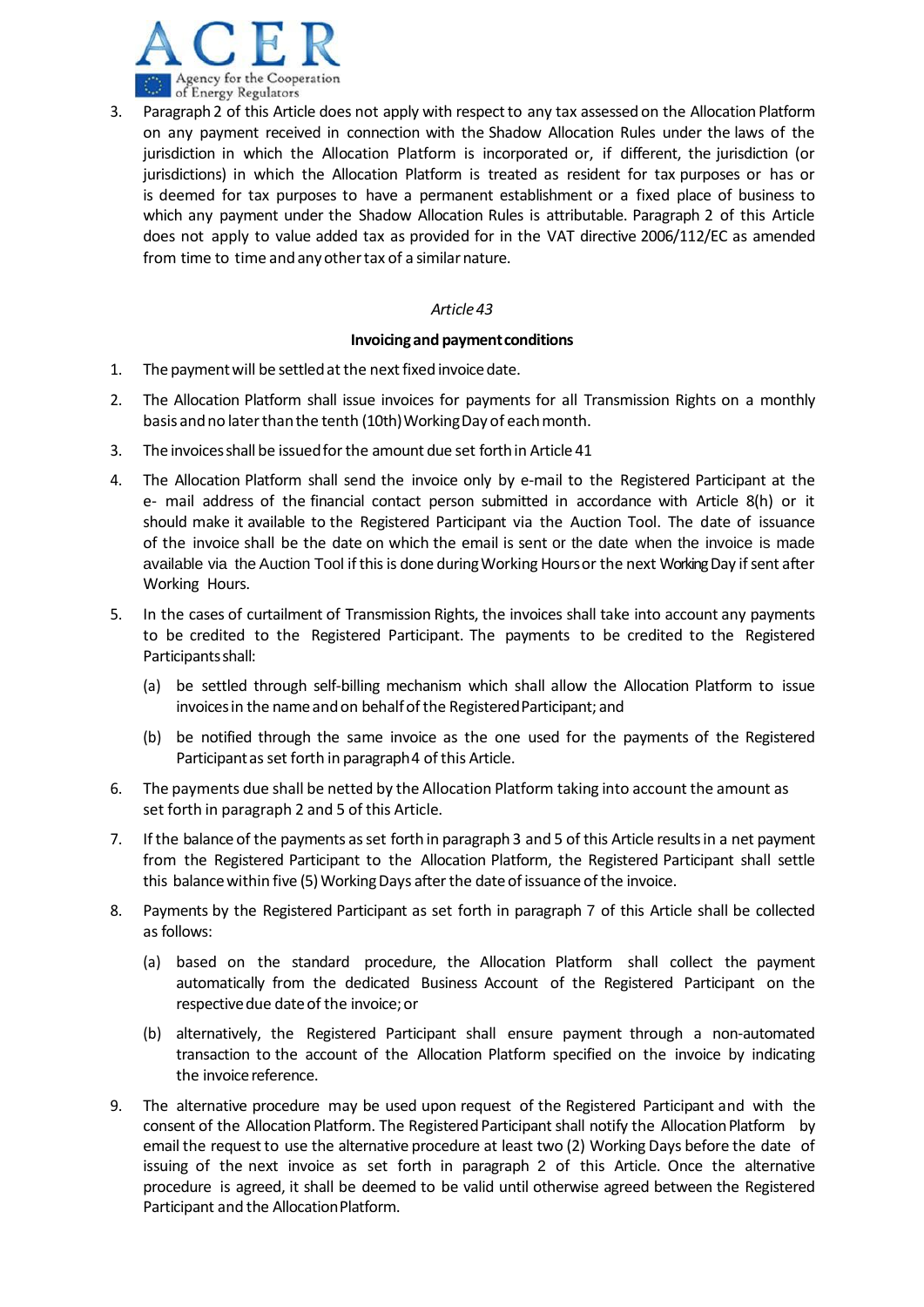3. Paragraph 2 of this Article does not apply with respect to any tax assessed on the Allocation Platform on any payment received in connection with the Shadow Allocation Rules under the laws of the jurisdiction in which the Allocation Platform is incorporated or, if different, the jurisdiction (or jurisdictions) in which the Allocation Platform is treated as resident for tax purposes or has or is deemed for tax purposes to have a permanent establishment or a fixed place of business to which any payment under the Shadow Allocation Rules is attributable. Paragraph 2 of this Article does not apply to value added tax as provided for in the VAT directive 2006/112/EC as amended from time to time and any other tax of a similar nature.

*Article 43*

**Invoicing and payment conditions**

1. The payment will be settled at the next fixed invoice date.
2. The Allocation Platform shall issue invoices for payments for all Transmission Rights on a monthly basis and no later than the tenth (10th) Working Day of each month.
3. The invoices shall be issued for the amount due set forth in Article 41
4. The Allocation Platform shall send the invoice only by e-mail to the Registered Participant at the e- mail address of the financial contact person submitted in accordance with Article 8(h) or it should make it available to the Registered Participant via the Auction Tool. The date of issuance of the invoice shall be the date on which the email is sent or the date when the invoice is made available via the Auction Tool if this is done during Working Hours or the next Working Day if sent after Working Hours.
5. In the cases of curtailment of Transmission Rights, the invoices shall take into account any payments to be credited to the Registered Participant. The payments to be credited to the Registered Participants shall:
   (a) be settled through self-billing mechanism which shall allow the Allocation Platform to issue invoices in the name and on behalf of the Registered Participant; and
   (b) be notified through the same invoice as the one used for the payments of the Registered Participant as set forth in paragraph 4 of this Article.
6. The payments due shall be netted by the Allocation Platform taking into account the amount as set forth in paragraph 2 and 5 of this Article.
7. If the balance of the payments as set forth in paragraph 3 and 5 of this Article results in a net payment from the Registered Participant to the Allocation Platform, the Registered Participant shall settle this balance within five (5) Working Days after the date of issuance of the invoice.
8. Payments by the Registered Participant as set forth in paragraph 7 of this Article shall be collected as follows:
   (a) based on the standard procedure, the Allocation Platform shall collect the payment automatically from the dedicated Business Account of the Registered Participant on the respective due date of the invoice; or
   (b) alternatively, the Registered Participant shall ensure payment through a non-automated transaction to the account of the Allocation Platform specified on the invoice by indicating the invoice reference.
9. The alternative procedure may be used upon request of the Registered Participant and with the consent of the Allocation Platform. The Registered Participant shall notify the Allocation Platform by email the request to use the alternative procedure at least two (2) Working Days before the date of issuing of the next invoice as set forth in paragraph 2 of this Article. Once the alternative procedure is agreed, it shall be deemed to be valid until otherwise agreed between the Registered Participant and the Allocation Platform.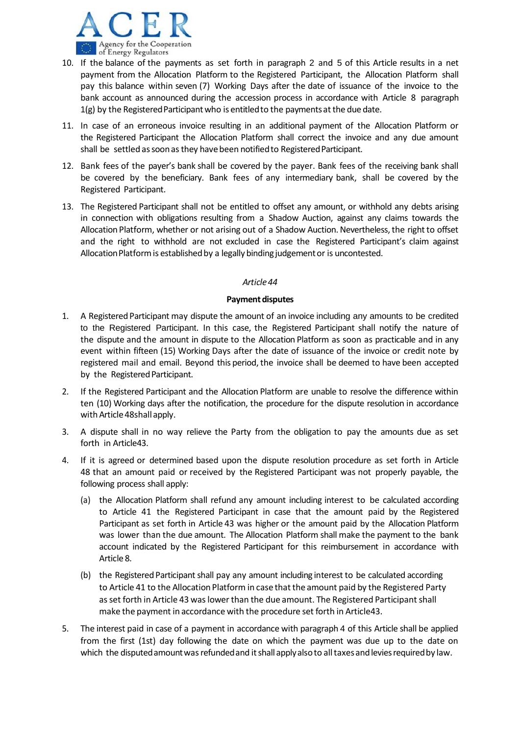10. If the balance of the payments as set forth in paragraph 2 and 5 of this Article results in a net payment from the Allocation Platform to the Registered Participant, the Allocation Platform shall pay this balance within seven (7) Working Days after the date of issuance of the invoice to the bank account as announced during the accession process in accordance with Article 8 paragraph 1(g) by the Registered Participant who is entitled to the payments at the due date.

11. In case of an erroneous invoice resulting in an additional payment of the Allocation Platform or the Registered Participant the Allocation Platform shall correct the invoice and any due amount shall be settled as soon as they have been notified to Registered Participant.

12. Bank fees of the payer's bank shall be covered by the payer. Bank fees of the receiving bank shall be covered by the beneficiary. Bank fees of any intermediary bank, shall be covered by the Registered Participant.

13. The Registered Participant shall not be entitled to offset any amount, or withhold any debts arising in connection with obligations resulting from a Shadow Auction, against any claims towards the Allocation Platform, whether or not arising out of a Shadow Auction. Nevertheless, the right to offset and the right to withhold are not excluded in case the Registered Participant's claim against Allocation Platform is established by a legally binding judgement or is uncontested.

*Article 44*

**Payment disputes**

1. A Registered Participant may dispute the amount of an invoice including any amounts to be credited to the Registered Participant. In this case, the Registered Participant shall notify the nature of the dispute and the amount in dispute to the Allocation Platform as soon as practicable and in any event within fifteen (15) Working Days after the date of issuance of the invoice or credit note by registered mail and email. Beyond this period, the invoice shall be deemed to have been accepted by the Registered Participant.

2. If the Registered Participant and the Allocation Platform are unable to resolve the difference within ten (10) Working days after the notification, the procedure for the dispute resolution in accordance with Article 48shall apply.

3. A dispute shall in no way relieve the Party from the obligation to pay the amounts due as set forth in Article43.

4. If it is agreed or determined based upon the dispute resolution procedure as set forth in Article 48 that an amount paid or received by the Registered Participant was not properly payable, the following process shall apply:

   (a) the Allocation Platform shall refund any amount including interest to be calculated according to Article 41 the Registered Participant in case that the amount paid by the Registered Participant as set forth in Article 43 was higher or the amount paid by the Allocation Platform was lower than the due amount. The Allocation Platform shall make the payment to the bank account indicated by the Registered Participant for this reimbursement in accordance with Article 8.

   (b) the Registered Participant shall pay any amount including interest to be calculated according to Article 41 to the Allocation Platform in case that the amount paid by the Registered Party as set forth in Article 43 was lower than the due amount. The Registered Participant shall make the payment in accordance with the procedure set forth in Article43.

5. The interest paid in case of a payment in accordance with paragraph 4 of this Article shall be applied from the first (1st) day following the date on which the payment was due up to the date on which the disputed amount was refunded and it shall apply also to all taxes and levies required by law.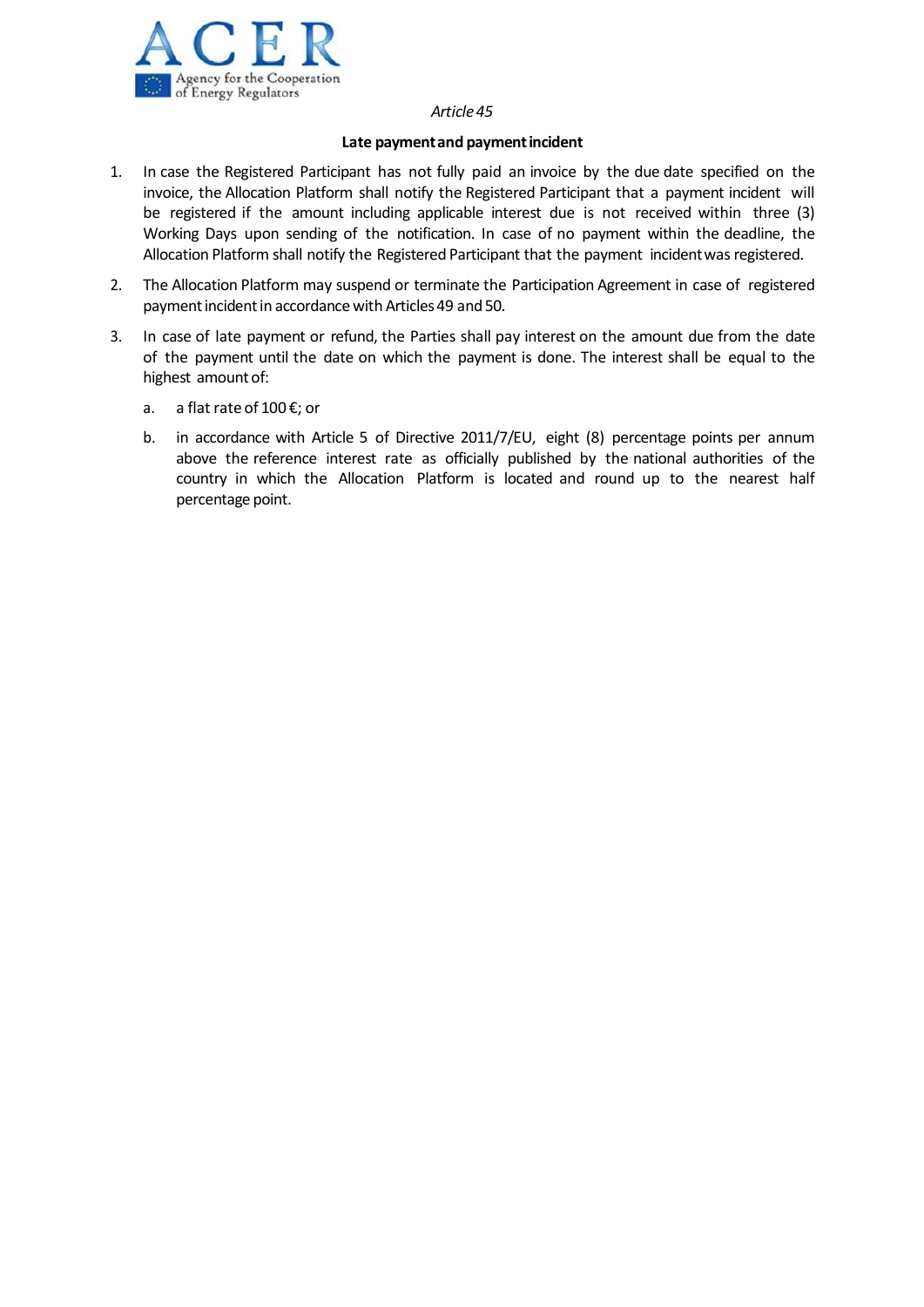*Article 45*

**Late payment and payment incident**

1. In case the Registered Participant has not fully paid an invoice by the due date specified on the invoice, the Allocation Platform shall notify the Registered Participant that a payment incident will be registered if the amount including applicable interest due is not received within three (3) Working Days upon sending of the notification. In case of no payment within the deadline, the Allocation Platform shall notify the Registered Participant that the payment incident was registered.

2. The Allocation Platform may suspend or terminate the Participation Agreement in case of registered payment incident in accordance with Articles 49 and 50.

3. In case of late payment or refund, the Parties shall pay interest on the amount due from the date of the payment until the date on which the payment is done. The interest shall be equal to the highest amount of:

   a. a flat rate of 100 €; or

   b. in accordance with Article 5 of Directive 2011/7/EU, eight (8) percentage points per annum above the reference interest rate as officially published by the national authorities of the country in which the Allocation Platform is located and round up to the nearest half percentage point.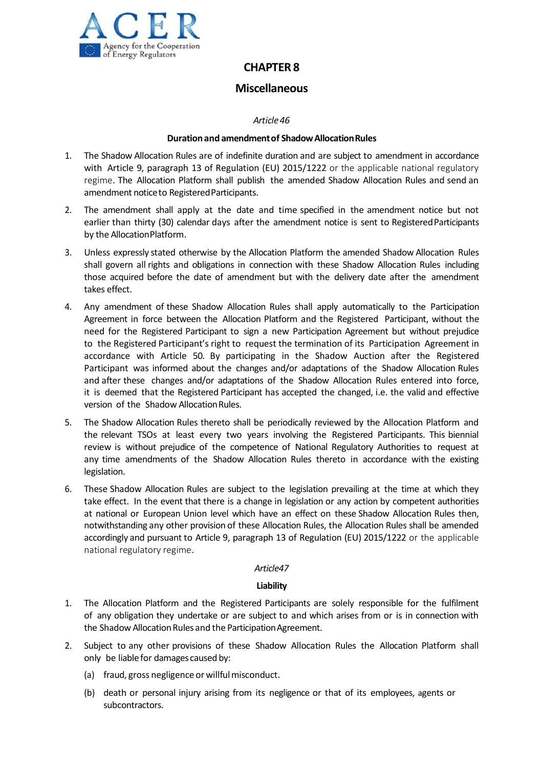# CHAPTER 8

## Miscellaneous

*Article 46*

### Duration and amendment of Shadow Allocation Rules

1. The Shadow Allocation Rules are of indefinite duration and are subject to amendment in accordance with Article 9, paragraph 13 of Regulation (EU) 2015/1222 or the applicable national regulatory regime. The Allocation Platform shall publish the amended Shadow Allocation Rules and send an amendment notice to Registered Participants.

2. The amendment shall apply at the date and time specified in the amendment notice but not earlier than thirty (30) calendar days after the amendment notice is sent to Registered Participants by the Allocation Platform.

3. Unless expressly stated otherwise by the Allocation Platform the amended Shadow Allocation Rules shall govern all rights and obligations in connection with these Shadow Allocation Rules including those acquired before the date of amendment but with the delivery date after the amendment takes effect.

4. Any amendment of these Shadow Allocation Rules shall apply automatically to the Participation Agreement in force between the Allocation Platform and the Registered Participant, without the need for the Registered Participant to sign a new Participation Agreement but without prejudice to the Registered Participant's right to request the termination of its Participation Agreement in accordance with Article 50. By participating in the Shadow Auction after the Registered Participant was informed about the changes and/or adaptations of the Shadow Allocation Rules and after these changes and/or adaptations of the Shadow Allocation Rules entered into force, it is deemed that the Registered Participant has accepted the changed, i.e. the valid and effective version of the Shadow Allocation Rules.

5. The Shadow Allocation Rules thereto shall be periodically reviewed by the Allocation Platform and the relevant TSOs at least every two years involving the Registered Participants. This biennial review is without prejudice of the competence of National Regulatory Authorities to request at any time amendments of the Shadow Allocation Rules thereto in accordance with the existing legislation.

6. These Shadow Allocation Rules are subject to the legislation prevailing at the time at which they take effect. In the event that there is a change in legislation or any action by competent authorities at national or European Union level which have an effect on these Shadow Allocation Rules then, notwithstanding any other provision of these Allocation Rules, the Allocation Rules shall be amended accordingly and pursuant to Article 9, paragraph 13 of Regulation (EU) 2015/1222 or the applicable national regulatory regime.

*Article47*

### Liability

1. The Allocation Platform and the Registered Participants are solely responsible for the fulfilment of any obligation they undertake or are subject to and which arises from or is in connection with the Shadow Allocation Rules and the Participation Agreement.

2. Subject to any other provisions of these Shadow Allocation Rules the Allocation Platform shall only be liable for damages caused by:
   (a) fraud, gross negligence or willful misconduct.
   (b) death or personal injury arising from its negligence or that of its employees, agents or subcontractors.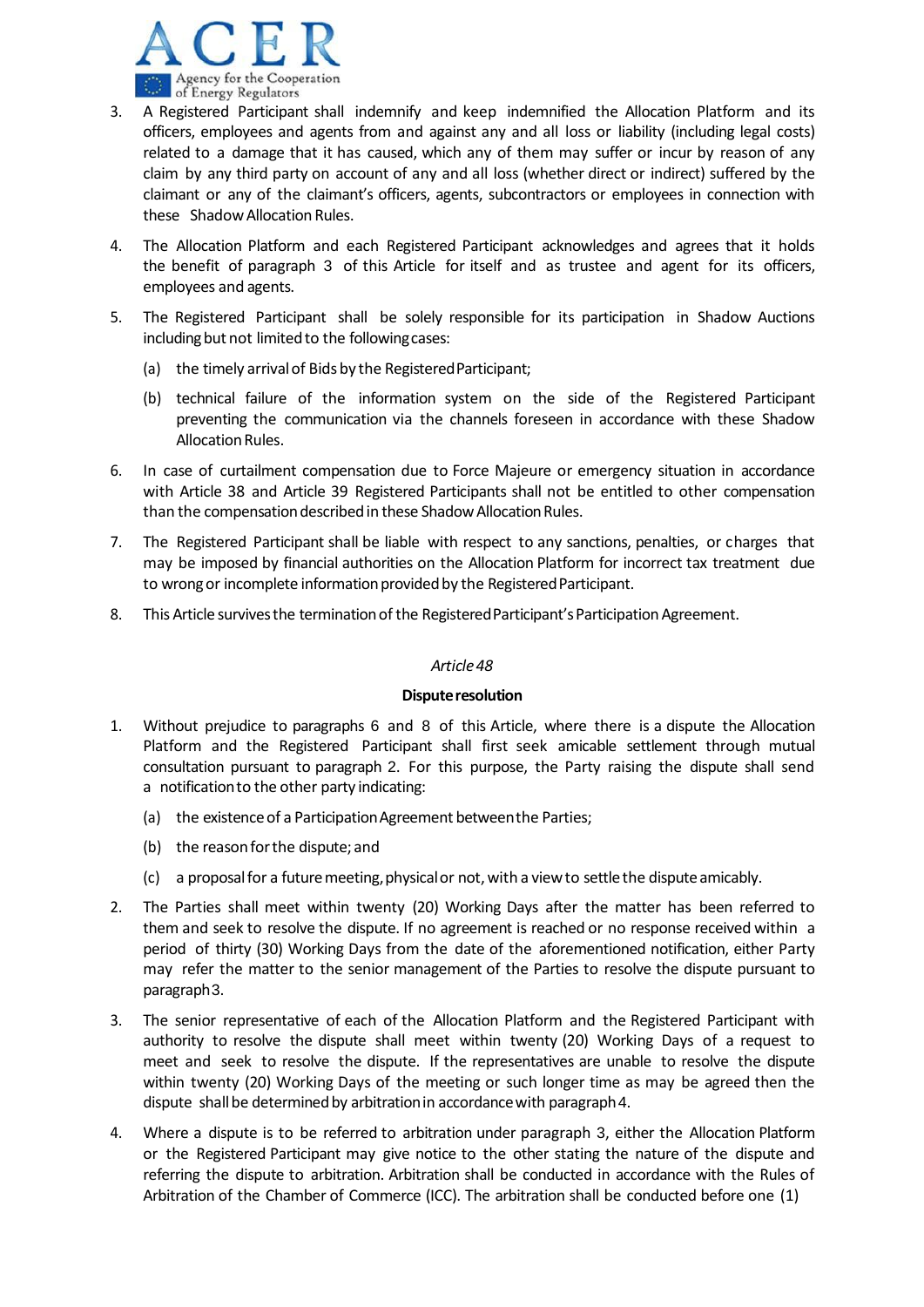3. A Registered Participant shall indemnify and keep indemnified the Allocation Platform and its officers, employees and agents from and against any and all loss or liability (including legal costs) related to a damage that it has caused, which any of them may suffer or incur by reason of any claim by any third party on account of any and all loss (whether direct or indirect) suffered by the claimant or any of the claimant's officers, agents, subcontractors or employees in connection with these Shadow Allocation Rules.

4. The Allocation Platform and each Registered Participant acknowledges and agrees that it holds the benefit of paragraph 3 of this Article for itself and as trustee and agent for its officers, employees and agents.

5. The Registered Participant shall be solely responsible for its participation in Shadow Auctions including but not limited to the following cases:

   (a) the timely arrival of Bids by the Registered Participant;

   (b) technical failure of the information system on the side of the Registered Participant preventing the communication via the channels foreseen in accordance with these Shadow Allocation Rules.

6. In case of curtailment compensation due to Force Majeure or emergency situation in accordance with Article 38 and Article 39 Registered Participants shall not be entitled to other compensation than the compensation described in these Shadow Allocation Rules.

7. The Registered Participant shall be liable with respect to any sanctions, penalties, or charges that may be imposed by financial authorities on the Allocation Platform for incorrect tax treatment due to wrong or incomplete information provided by the Registered Participant.

8. This Article survives the termination of the Registered Participant's Participation Agreement.

*Article 48*

**Dispute resolution**

1. Without prejudice to paragraphs 6 and 8 of this Article, where there is a dispute the Allocation Platform and the Registered Participant shall first seek amicable settlement through mutual consultation pursuant to paragraph 2. For this purpose, the Party raising the dispute shall send a notification to the other party indicating:

   (a) the existence of a Participation Agreement between the Parties;

   (b) the reason for the dispute; and

   (c) a proposal for a future meeting, physical or not, with a view to settle the dispute amicably.

2. The Parties shall meet within twenty (20) Working Days after the matter has been referred to them and seek to resolve the dispute. If no agreement is reached or no response received within a period of thirty (30) Working Days from the date of the aforementioned notification, either Party may refer the matter to the senior management of the Parties to resolve the dispute pursuant to paragraph 3.

3. The senior representative of each of the Allocation Platform and the Registered Participant with authority to resolve the dispute shall meet within twenty (20) Working Days of a request to meet and seek to resolve the dispute. If the representatives are unable to resolve the dispute within twenty (20) Working Days of the meeting or such longer time as may be agreed then the dispute shall be determined by arbitration in accordance with paragraph 4.

4. Where a dispute is to be referred to arbitration under paragraph 3, either the Allocation Platform or the Registered Participant may give notice to the other stating the nature of the dispute and referring the dispute to arbitration. Arbitration shall be conducted in accordance with the Rules of Arbitration of the Chamber of Commerce (ICC). The arbitration shall be conducted before one (1)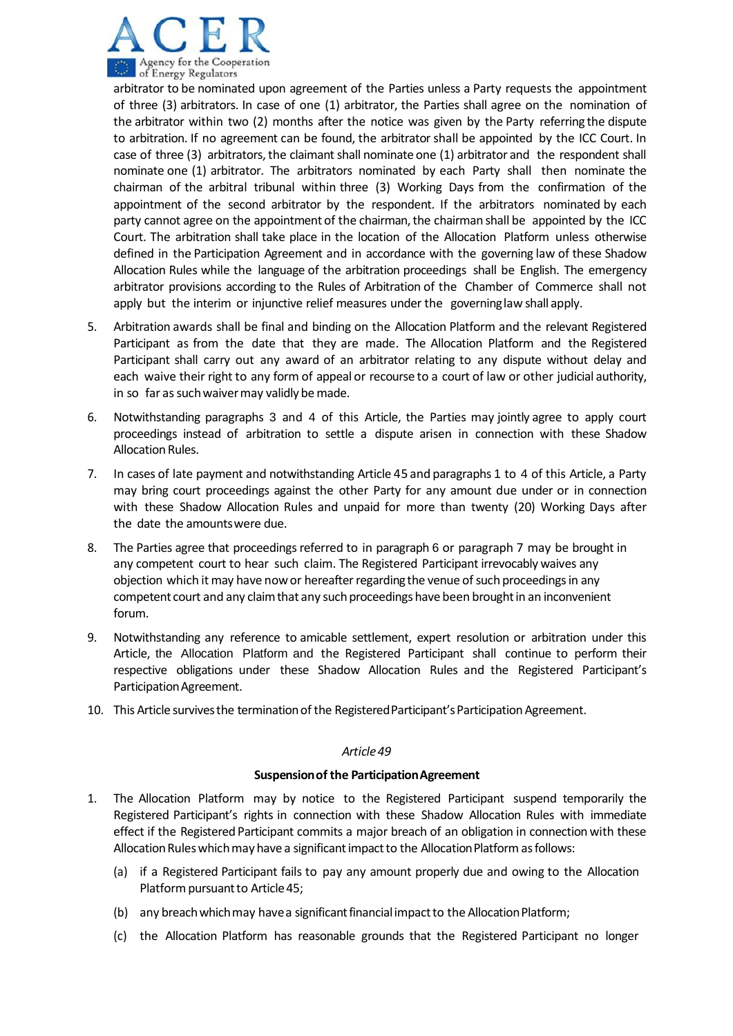arbitrator to be nominated upon agreement of the Parties unless a Party requests the appointment of three (3) arbitrators. In case of one (1) arbitrator, the Parties shall agree on the nomination of the arbitrator within two (2) months after the notice was given by the Party referring the dispute to arbitration. If no agreement can be found, the arbitrator shall be appointed by the ICC Court. In case of three (3) arbitrators, the claimant shall nominate one (1) arbitrator and the respondent shall nominate one (1) arbitrator. The arbitrators nominated by each Party shall then nominate the chairman of the arbitral tribunal within three (3) Working Days from the confirmation of the appointment of the second arbitrator by the respondent. If the arbitrators nominated by each party cannot agree on the appointment of the chairman, the chairman shall be appointed by the ICC Court. The arbitration shall take place in the location of the Allocation Platform unless otherwise defined in the Participation Agreement and in accordance with the governing law of these Shadow Allocation Rules while the language of the arbitration proceedings shall be English. The emergency arbitrator provisions according to the Rules of Arbitration of the Chamber of Commerce shall not apply but the interim or injunctive relief measures under the governing law shall apply.

5. Arbitration awards shall be final and binding on the Allocation Platform and the relevant Registered Participant as from the date that they are made. The Allocation Platform and the Registered Participant shall carry out any award of an arbitrator relating to any dispute without delay and each waive their right to any form of appeal or recourse to a court of law or other judicial authority, in so far as such waiver may validly be made.

6. Notwithstanding paragraphs 3 and 4 of this Article, the Parties may jointly agree to apply court proceedings instead of arbitration to settle a dispute arisen in connection with these Shadow Allocation Rules.

7. In cases of late payment and notwithstanding Article 45 and paragraphs 1 to 4 of this Article, a Party may bring court proceedings against the other Party for any amount due under or in connection with these Shadow Allocation Rules and unpaid for more than twenty (20) Working Days after the date the amounts were due.

8. The Parties agree that proceedings referred to in paragraph 6 or paragraph 7 may be brought in any competent court to hear such claim. The Registered Participant irrevocably waives any objection which it may have now or hereafter regarding the venue of such proceedings in any competent court and any claim that any such proceedings have been brought in an inconvenient forum.

9. Notwithstanding any reference to amicable settlement, expert resolution or arbitration under this Article, the Allocation Platform and the Registered Participant shall continue to perform their respective obligations under these Shadow Allocation Rules and the Registered Participant's Participation Agreement.

10. This Article survives the termination of the Registered Participant's Participation Agreement.

*Article 49*

**Suspension of the Participation Agreement**

1. The Allocation Platform may by notice to the Registered Participant suspend temporarily the Registered Participant's rights in connection with these Shadow Allocation Rules with immediate effect if the Registered Participant commits a major breach of an obligation in connection with these Allocation Rules which may have a significant impact to the Allocation Platform as follows:

   (a) if a Registered Participant fails to pay any amount properly due and owing to the Allocation Platform pursuant to Article 45;

   (b) any breach which may have a significant financial impact to the Allocation Platform;

   (c) the Allocation Platform has reasonable grounds that the Registered Participant no longer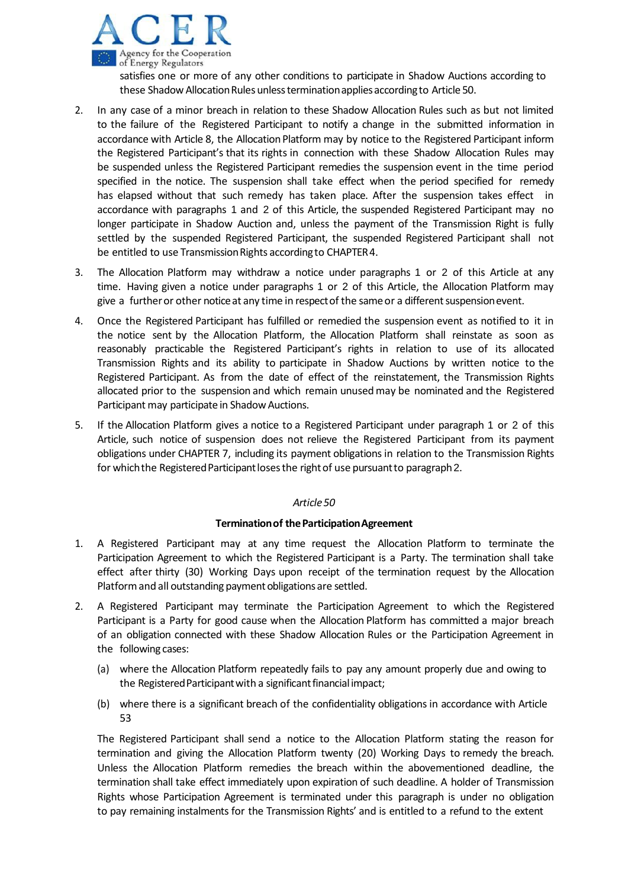satisfies one or more of any other conditions to participate in Shadow Auctions according to these Shadow Allocation Rules unless termination applies according to Article 50.

2. In any case of a minor breach in relation to these Shadow Allocation Rules such as but not limited to the failure of the Registered Participant to notify a change in the submitted information in accordance with Article 8, the Allocation Platform may by notice to the Registered Participant inform the Registered Participant's that its rights in connection with these Shadow Allocation Rules may be suspended unless the Registered Participant remedies the suspension event in the time period specified in the notice. The suspension shall take effect when the period specified for remedy has elapsed without that such remedy has taken place. After the suspension takes effect in accordance with paragraphs 1 and 2 of this Article, the suspended Registered Participant may no longer participate in Shadow Auction and, unless the payment of the Transmission Right is fully settled by the suspended Registered Participant, the suspended Registered Participant shall not be entitled to use Transmission Rights according to CHAPTER 4.

3. The Allocation Platform may withdraw a notice under paragraphs 1 or 2 of this Article at any time. Having given a notice under paragraphs 1 or 2 of this Article, the Allocation Platform may give a further or other notice at any time in respect of the same or a different suspension event.

4. Once the Registered Participant has fulfilled or remedied the suspension event as notified to it in the notice sent by the Allocation Platform, the Allocation Platform shall reinstate as soon as reasonably practicable the Registered Participant's rights in relation to use of its allocated Transmission Rights and its ability to participate in Shadow Auctions by written notice to the Registered Participant. As from the date of effect of the reinstatement, the Transmission Rights allocated prior to the suspension and which remain unused may be nominated and the Registered Participant may participate in Shadow Auctions.

5. If the Allocation Platform gives a notice to a Registered Participant under paragraph 1 or 2 of this Article, such notice of suspension does not relieve the Registered Participant from its payment obligations under CHAPTER 7, including its payment obligations in relation to the Transmission Rights for which the Registered Participant loses the right of use pursuant to paragraph 2.

*Article 50*

**Termination of the Participation Agreement**

1. A Registered Participant may at any time request the Allocation Platform to terminate the Participation Agreement to which the Registered Participant is a Party. The termination shall take effect after thirty (30) Working Days upon receipt of the termination request by the Allocation Platform and all outstanding payment obligations are settled.

2. A Registered Participant may terminate the Participation Agreement to which the Registered Participant is a Party for good cause when the Allocation Platform has committed a major breach of an obligation connected with these Shadow Allocation Rules or the Participation Agreement in the following cases:

   (a) where the Allocation Platform repeatedly fails to pay any amount properly due and owing to the Registered Participant with a significant financial impact;

   (b) where there is a significant breach of the confidentiality obligations in accordance with Article 53

   The Registered Participant shall send a notice to the Allocation Platform stating the reason for termination and giving the Allocation Platform twenty (20) Working Days to remedy the breach. Unless the Allocation Platform remedies the breach within the abovementioned deadline, the termination shall take effect immediately upon expiration of such deadline. A holder of Transmission Rights whose Participation Agreement is terminated under this paragraph is under no obligation to pay remaining instalments for the Transmission Rights' and is entitled to a refund to the extent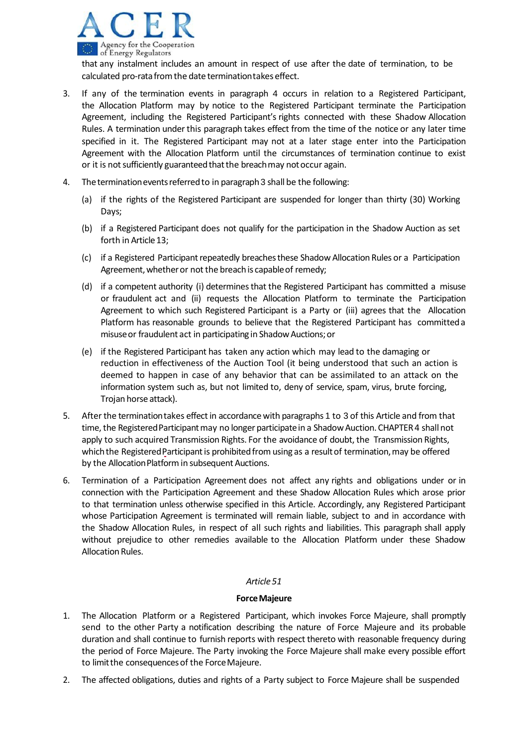that any instalment includes an amount in respect of use after the date of termination, to be calculated pro-rata from the date termination takes effect.

3. If any of the termination events in paragraph 4 occurs in relation to a Registered Participant, the Allocation Platform may by notice to the Registered Participant terminate the Participation Agreement, including the Registered Participant's rights connected with these Shadow Allocation Rules. A termination under this paragraph takes effect from the time of the notice or any later time specified in it. The Registered Participant may not at a later stage enter into the Participation Agreement with the Allocation Platform until the circumstances of termination continue to exist or it is not sufficiently guaranteed that the breach may not occur again.

4. The termination events referred to in paragraph 3 shall be the following:

   (a) if the rights of the Registered Participant are suspended for longer than thirty (30) Working Days;

   (b) if a Registered Participant does not qualify for the participation in the Shadow Auction as set forth in Article 13;

   (c) if a Registered Participant repeatedly breaches these Shadow Allocation Rules or a Participation Agreement, whether or not the breach is capable of remedy;

   (d) if a competent authority (i) determines that the Registered Participant has committed a misuse or fraudulent act and (ii) requests the Allocation Platform to terminate the Participation Agreement to which such Registered Participant is a Party or (iii) agrees that the Allocation Platform has reasonable grounds to believe that the Registered Participant has committed a misuse or fraudulent act in participating in Shadow Auctions; or

   (e) if the Registered Participant has taken any action which may lead to the damaging or reduction in effectiveness of the Auction Tool (it being understood that such an action is deemed to happen in case of any behavior that can be assimilated to an attack on the information system such as, but not limited to, deny of service, spam, virus, brute forcing, Trojan horse attack).

5. After the termination takes effect in accordance with paragraphs 1 to 3 of this Article and from that time, the Registered Participant may no longer participate in a Shadow Auction. CHAPTER 4 shall not apply to such acquired Transmission Rights. For the avoidance of doubt, the Transmission Rights, which the Registered Participant is prohibited from using as a result of termination, may be offered by the Allocation Platform in subsequent Auctions.

6. Termination of a Participation Agreement does not affect any rights and obligations under or in connection with the Participation Agreement and these Shadow Allocation Rules which arose prior to that termination unless otherwise specified in this Article. Accordingly, any Registered Participant whose Participation Agreement is terminated will remain liable, subject to and in accordance with the Shadow Allocation Rules, in respect of all such rights and liabilities. This paragraph shall apply without prejudice to other remedies available to the Allocation Platform under these Shadow Allocation Rules.

*Article 51*

**Force Majeure**

1. The Allocation Platform or a Registered Participant, which invokes Force Majeure, shall promptly send to the other Party a notification describing the nature of Force Majeure and its probable duration and shall continue to furnish reports with respect thereto with reasonable frequency during the period of Force Majeure. The Party invoking the Force Majeure shall make every possible effort to limit the consequences of the Force Majeure.

2. The affected obligations, duties and rights of a Party subject to Force Majeure shall be suspended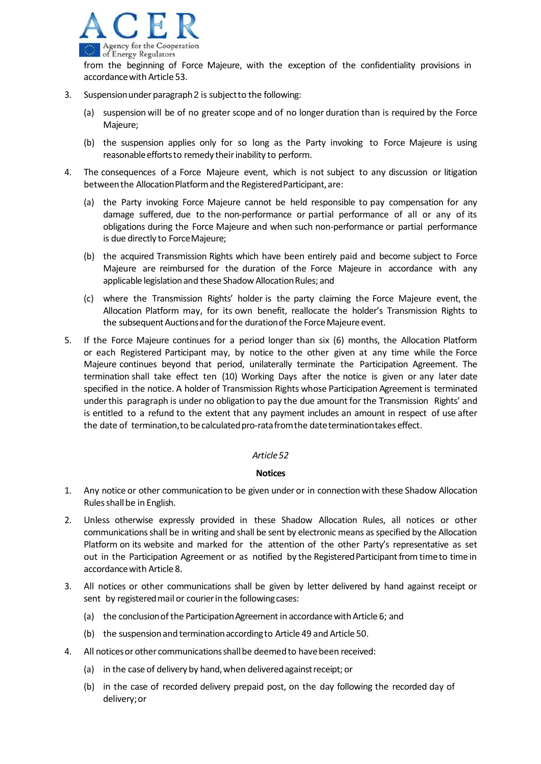from the beginning of Force Majeure, with the exception of the confidentiality provisions in accordance with Article 53.

3. Suspension under paragraph 2 is subject to the following:

   (a) suspension will be of no greater scope and of no longer duration than is required by the Force Majeure;

   (b) the suspension applies only for so long as the Party invoking to Force Majeure is using reasonable efforts to remedy their inability to perform.

4. The consequences of a Force Majeure event, which is not subject to any discussion or litigation between the Allocation Platform and the Registered Participant, are:

   (a) the Party invoking Force Majeure cannot be held responsible to pay compensation for any damage suffered, due to the non-performance or partial performance of all or any of its obligations during the Force Majeure and when such non-performance or partial performance is due directly to Force Majeure;

   (b) the acquired Transmission Rights which have been entirely paid and become subject to Force Majeure are reimbursed for the duration of the Force Majeure in accordance with any applicable legislation and these Shadow Allocation Rules; and

   (c) where the Transmission Rights' holder is the party claiming the Force Majeure event, the Allocation Platform may, for its own benefit, reallocate the holder's Transmission Rights to the subsequent Auctions and for the duration of the Force Majeure event.

5. If the Force Majeure continues for a period longer than six (6) months, the Allocation Platform or each Registered Participant may, by notice to the other given at any time while the Force Majeure continues beyond that period, unilaterally terminate the Participation Agreement. The termination shall take effect ten (10) Working Days after the notice is given or any later date specified in the notice. A holder of Transmission Rights whose Participation Agreement is terminated under this paragraph is under no obligation to pay the due amount for the Transmission Rights' and is entitled to a refund to the extent that any payment includes an amount in respect of use after the date of termination, to be calculated pro-rata from the date termination takes effect.

*Article 52*

**Notices**

1. Any notice or other communication to be given under or in connection with these Shadow Allocation Rules shall be in English.

2. Unless otherwise expressly provided in these Shadow Allocation Rules, all notices or other communications shall be in writing and shall be sent by electronic means as specified by the Allocation Platform on its website and marked for the attention of the other Party's representative as set out in the Participation Agreement or as notified by the Registered Participant from time to time in accordance with Article 8.

3. All notices or other communications shall be given by letter delivered by hand against receipt or sent by registered mail or courier in the following cases:

   (a) the conclusion of the Participation Agreement in accordance with Article 6; and

   (b) the suspension and termination according to Article 49 and Article 50.

4. All notices or other communications shall be deemed to have been received:

   (a) in the case of delivery by hand, when delivered against receipt; or

   (b) in the case of recorded delivery prepaid post, on the day following the recorded day of delivery; or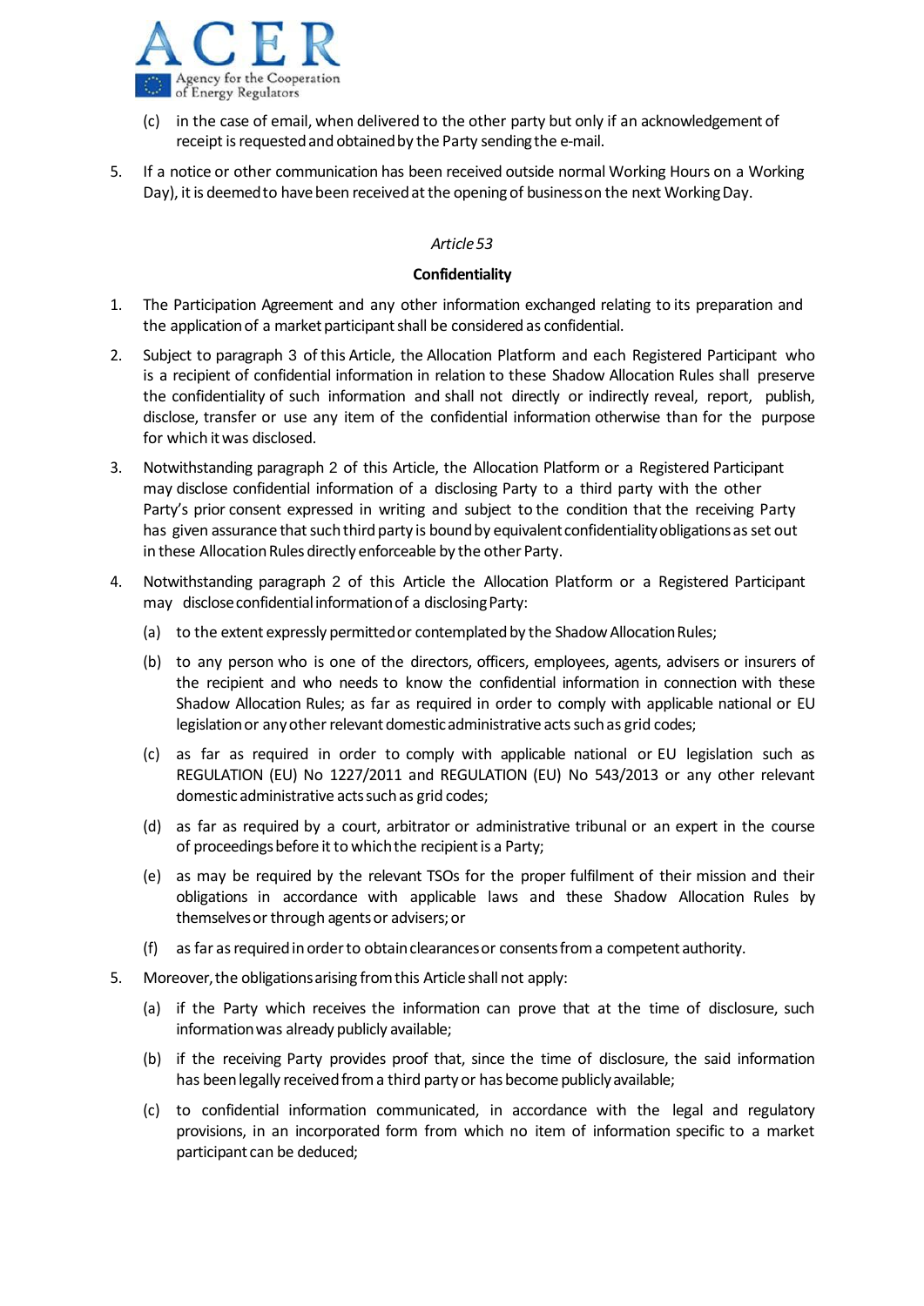(c) in the case of email, when delivered to the other party but only if an acknowledgement of receipt is requested and obtained by the Party sending the e-mail.

5. If a notice or other communication has been received outside normal Working Hours on a Working Day), it is deemed to have been received at the opening of business on the next Working Day.

*Article 53*

**Confidentiality**

1. The Participation Agreement and any other information exchanged relating to its preparation and the application of a market participant shall be considered as confidential.

2. Subject to paragraph 3 of this Article, the Allocation Platform and each Registered Participant who is a recipient of confidential information in relation to these Shadow Allocation Rules shall preserve the confidentiality of such information and shall not directly or indirectly reveal, report, publish, disclose, transfer or use any item of the confidential information otherwise than for the purpose for which it was disclosed.

3. Notwithstanding paragraph 2 of this Article, the Allocation Platform or a Registered Participant may disclose confidential information of a disclosing Party to a third party with the other Party's prior consent expressed in writing and subject to the condition that the receiving Party has given assurance that such third party is bound by equivalent confidentiality obligations as set out in these Allocation Rules directly enforceable by the other Party.

4. Notwithstanding paragraph 2 of this Article the Allocation Platform or a Registered Participant may disclose confidential information of a disclosing Party:

   (a) to the extent expressly permitted or contemplated by the Shadow Allocation Rules;

   (b) to any person who is one of the directors, officers, employees, agents, advisers or insurers of the recipient and who needs to know the confidential information in connection with these Shadow Allocation Rules; as far as required in order to comply with applicable national or EU legislation or any other relevant domestic administrative acts such as grid codes;

   (c) as far as required in order to comply with applicable national or EU legislation such as REGULATION (EU) No 1227/2011 and REGULATION (EU) No 543/2013 or any other relevant domestic administrative acts such as grid codes;

   (d) as far as required by a court, arbitrator or administrative tribunal or an expert in the course of proceedings before it to which the recipient is a Party;

   (e) as may be required by the relevant TSOs for the proper fulfilment of their mission and their obligations in accordance with applicable laws and these Shadow Allocation Rules by themselves or through agents or advisers; or

   (f) as far as required in order to obtain clearances or consents from a competent authority.

5. Moreover, the obligations arising from this Article shall not apply:

   (a) if the Party which receives the information can prove that at the time of disclosure, such information was already publicly available;

   (b) if the receiving Party provides proof that, since the time of disclosure, the said information has been legally received from a third party or has become publicly available;

   (c) to confidential information communicated, in accordance with the legal and regulatory provisions, in an incorporated form from which no item of information specific to a market participant can be deduced;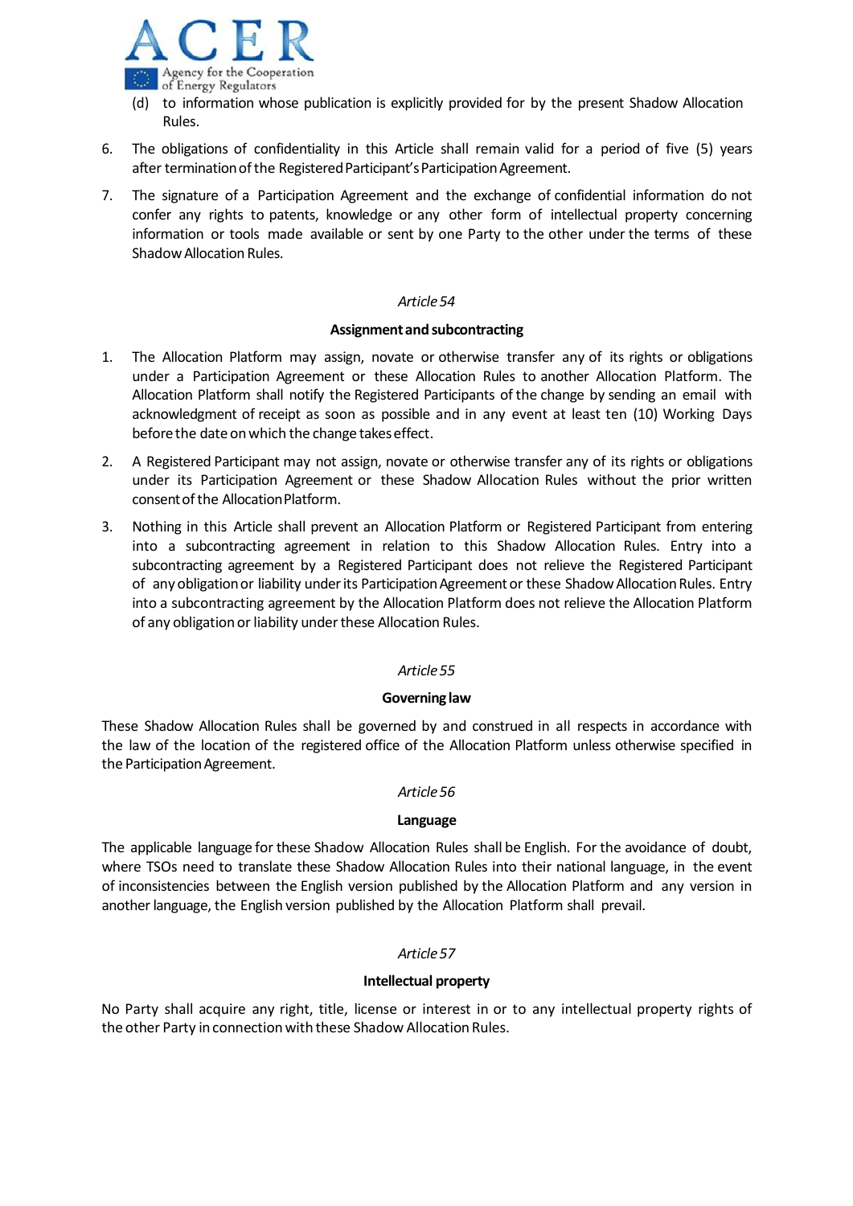(d) to information whose publication is explicitly provided for by the present Shadow Allocation Rules.

6. The obligations of confidentiality in this Article shall remain valid for a period of five (5) years after termination of the Registered Participant's Participation Agreement.

7. The signature of a Participation Agreement and the exchange of confidential information do not confer any rights to patents, knowledge or any other form of intellectual property concerning information or tools made available or sent by one Party to the other under the terms of these Shadow Allocation Rules.

*Article 54*

**Assignment and subcontracting**

1. The Allocation Platform may assign, novate or otherwise transfer any of its rights or obligations under a Participation Agreement or these Allocation Rules to another Allocation Platform. The Allocation Platform shall notify the Registered Participants of the change by sending an email with acknowledgment of receipt as soon as possible and in any event at least ten (10) Working Days before the date on which the change takes effect.

2. A Registered Participant may not assign, novate or otherwise transfer any of its rights or obligations under its Participation Agreement or these Shadow Allocation Rules without the prior written consent of the Allocation Platform.

3. Nothing in this Article shall prevent an Allocation Platform or Registered Participant from entering into a subcontracting agreement in relation to this Shadow Allocation Rules. Entry into a subcontracting agreement by a Registered Participant does not relieve the Registered Participant of any obligation or liability under its Participation Agreement or these Shadow Allocation Rules. Entry into a subcontracting agreement by the Allocation Platform does not relieve the Allocation Platform of any obligation or liability under these Allocation Rules.

*Article 55*

**Governing law**

These Shadow Allocation Rules shall be governed by and construed in all respects in accordance with the law of the location of the registered office of the Allocation Platform unless otherwise specified in the Participation Agreement.

*Article 56*

**Language**

The applicable language for these Shadow Allocation Rules shall be English. For the avoidance of doubt, where TSOs need to translate these Shadow Allocation Rules into their national language, in the event of inconsistencies between the English version published by the Allocation Platform and any version in another language, the English version published by the Allocation Platform shall prevail.

*Article 57*

**Intellectual property**

No Party shall acquire any right, title, license or interest in or to any intellectual property rights of the other Party in connection with these Shadow Allocation Rules.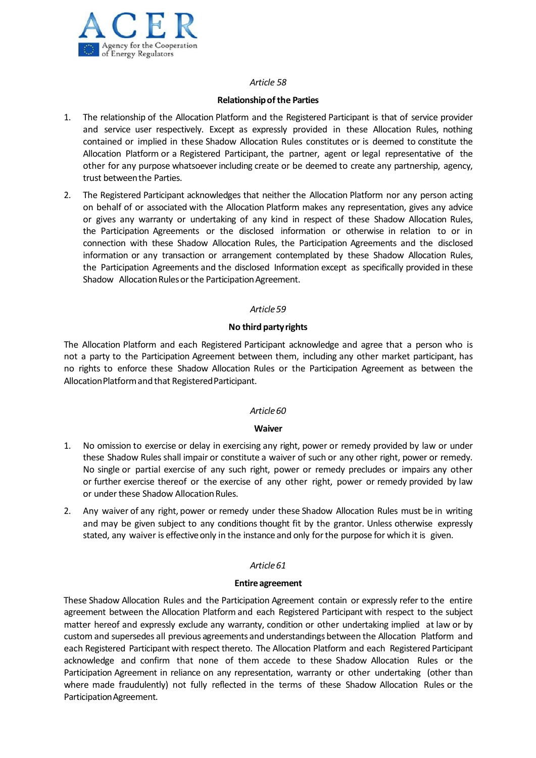*Article 58*

**Relationship of the Parties**

1. The relationship of the Allocation Platform and the Registered Participant is that of service provider and service user respectively. Except as expressly provided in these Allocation Rules, nothing contained or implied in these Shadow Allocation Rules constitutes or is deemed to constitute the Allocation Platform or a Registered Participant, the partner, agent or legal representative of the other for any purpose whatsoever including create or be deemed to create any partnership, agency, trust between the Parties.

2. The Registered Participant acknowledges that neither the Allocation Platform nor any person acting on behalf of or associated with the Allocation Platform makes any representation, gives any advice or gives any warranty or undertaking of any kind in respect of these Shadow Allocation Rules, the Participation Agreements or the disclosed information or otherwise in relation to or in connection with these Shadow Allocation Rules, the Participation Agreements and the disclosed information or any transaction or arrangement contemplated by these Shadow Allocation Rules, the Participation Agreements and the disclosed Information except as specifically provided in these Shadow Allocation Rules or the Participation Agreement.

*Article 59*

**No third party rights**

The Allocation Platform and each Registered Participant acknowledge and agree that a person who is not a party to the Participation Agreement between them, including any other market participant, has no rights to enforce these Shadow Allocation Rules or the Participation Agreement as between the Allocation Platform and that Registered Participant.

*Article 60*

**Waiver**

1. No omission to exercise or delay in exercising any right, power or remedy provided by law or under these Shadow Rules shall impair or constitute a waiver of such or any other right, power or remedy. No single or partial exercise of any such right, power or remedy precludes or impairs any other or further exercise thereof or the exercise of any other right, power or remedy provided by law or under these Shadow Allocation Rules.

2. Any waiver of any right, power or remedy under these Shadow Allocation Rules must be in writing and may be given subject to any conditions thought fit by the grantor. Unless otherwise expressly stated, any waiver is effective only in the instance and only for the purpose for which it is given.

*Article 61*

**Entire agreement**

These Shadow Allocation Rules and the Participation Agreement contain or expressly refer to the entire agreement between the Allocation Platform and each Registered Participant with respect to the subject matter hereof and expressly exclude any warranty, condition or other undertaking implied at law or by custom and supersedes all previous agreements and understandings between the Allocation Platform and each Registered Participant with respect thereto. The Allocation Platform and each Registered Participant acknowledge and confirm that none of them accede to these Shadow Allocation Rules or the Participation Agreement in reliance on any representation, warranty or other undertaking (other than where made fraudulently) not fully reflected in the terms of these Shadow Allocation Rules or the Participation Agreement.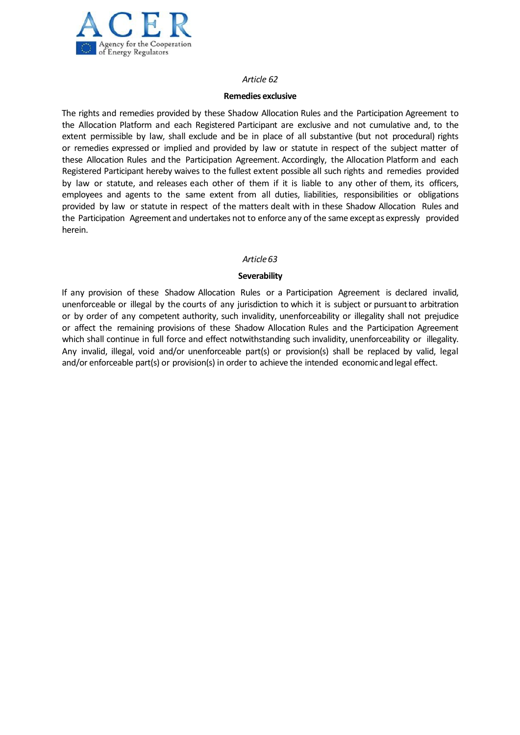*Article 62*

**Remedies exclusive**

The rights and remedies provided by these Shadow Allocation Rules and the Participation Agreement to the Allocation Platform and each Registered Participant are exclusive and not cumulative and, to the extent permissible by law, shall exclude and be in place of all substantive (but not procedural) rights or remedies expressed or implied and provided by law or statute in respect of the subject matter of these Allocation Rules and the Participation Agreement. Accordingly, the Allocation Platform and each Registered Participant hereby waives to the fullest extent possible all such rights and remedies provided by law or statute, and releases each other of them if it is liable to any other of them, its officers, employees and agents to the same extent from all duties, liabilities, responsibilities or obligations provided by law or statute in respect of the matters dealt with in these Shadow Allocation Rules and the Participation Agreement and undertakes not to enforce any of the same except as expressly provided herein.

*Article 63*

**Severability**

If any provision of these Shadow Allocation Rules or a Participation Agreement is declared invalid, unenforceable or illegal by the courts of any jurisdiction to which it is subject or pursuant to arbitration or by order of any competent authority, such invalidity, unenforceability or illegality shall not prejudice or affect the remaining provisions of these Shadow Allocation Rules and the Participation Agreement which shall continue in full force and effect notwithstanding such invalidity, unenforceability or illegality. Any invalid, illegal, void and/or unenforceable part(s) or provision(s) shall be replaced by valid, legal and/or enforceable part(s) or provision(s) in order to achieve the intended economic and legal effect.